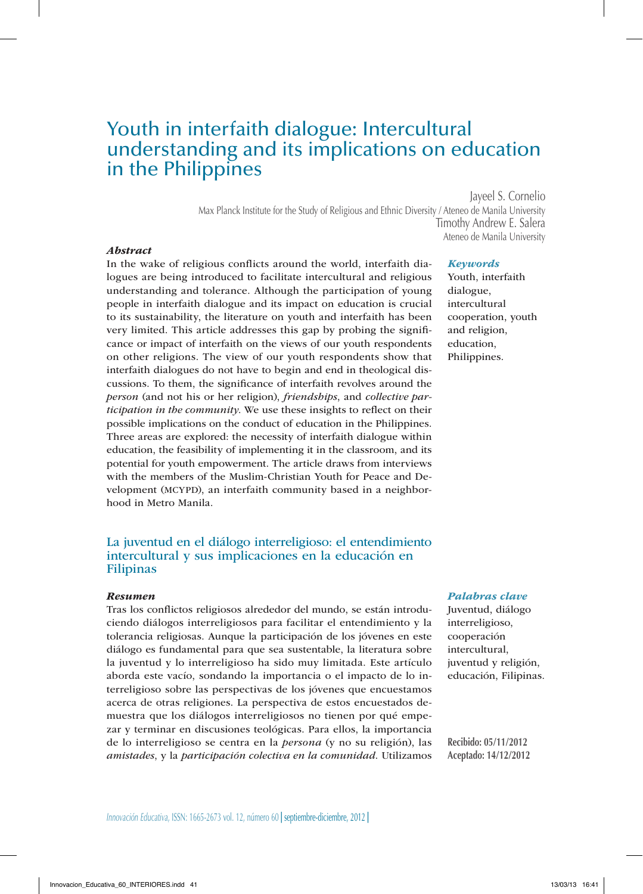# Youth in interfaith dialogue: Intercultural understanding and its implications on education in the Philippines

Jayeel S. Cornelio
Max Planck Institute for the Study of Religious and Ethnic Diversity / Ateneo de Manila University
Timothy Andrew E. Salera
Ateneo de Manila University

### *Abstract*

In the wake of religious conflicts around the world, interfaith dialogues are being introduced to facilitate intercultural and religious understanding and tolerance. Although the participation of young people in interfaith dialogue and its impact on education is crucial to its sustainability, the literature on youth and interfaith has been very limited. This article addresses this gap by probing the significance or impact of interfaith on the views of our youth respondents on other religions. The view of our youth respondents show that interfaith dialogues do not have to begin and end in theological discussions. To them, the significance of interfaith revolves around the *person* (and not his or her religion), *friendships*, and *collective participation in the community*. We use these insights to reflect on their possible implications on the conduct of education in the Philippines. Three areas are explored: the necessity of interfaith dialogue within education, the feasibility of implementing it in the classroom, and its potential for youth empowerment. The article draws from interviews with the members of the Muslim-Christian Youth for Peace and Development (MCYPD), an interfaith community based in a neighborhood in Metro Manila.

***Keywords***

Youth, interfaith dialogue, intercultural cooperation, youth and religion, education, Philippines.

## La juventud en el diálogo interreligioso: el entendimiento intercultural y sus implicaciones en la educación en Filipinas

### *Resumen*

Tras los conflictos religiosos alrededor del mundo, se están introduciendo diálogos interreligiosos para facilitar el entendimiento y la tolerancia religiosas. Aunque la participación de los jóvenes en este diálogo es fundamental para que sea sustentable, la literatura sobre la juventud y lo interreligioso ha sido muy limitada. Este artículo aborda este vacío, sondando la importancia o el impacto de lo interreligioso sobre las perspectivas de los jóvenes que encuestamos acerca de otras religiones. La perspectiva de estos encuestados demuestra que los diálogos interreligiosos no tienen por qué empezar y terminar en discusiones teológicas. Para ellos, la importancia de lo interreligioso se centra en la *persona* (y no su religión), las *amistades*, y la *participación colectiva en la comunidad*. Utilizamos

***Palabras clave***

Juventud, diálogo interreligioso, cooperación intercultural, juventud y religión, educación, Filipinas.

**Recibido: 05/11/2012**
**Aceptado: 14/12/2012**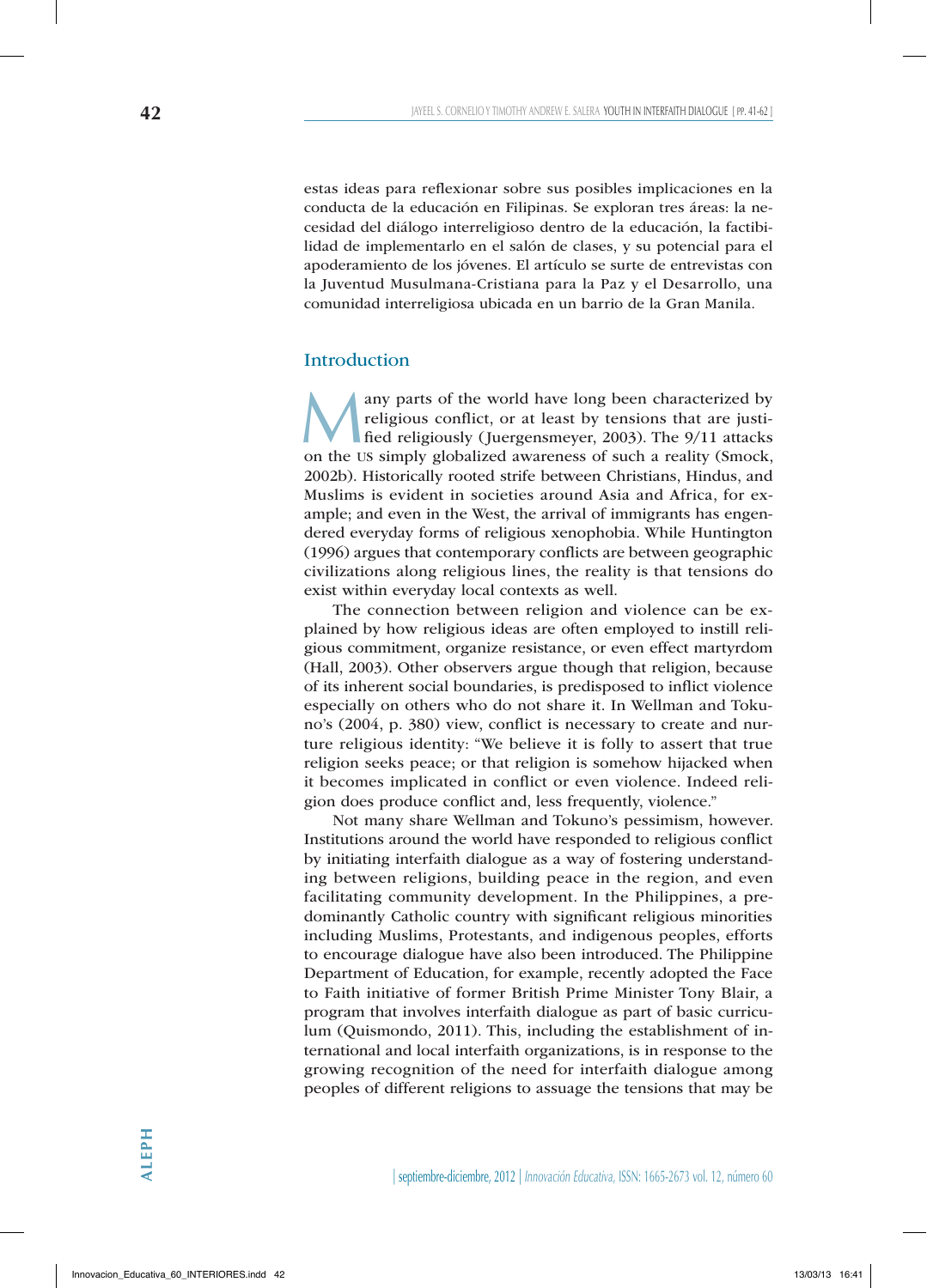estas ideas para reflexionar sobre sus posibles implicaciones en la conducta de la educación en Filipinas. Se exploran tres áreas: la necesidad del diálogo interreligioso dentro de la educación, la factibilidad de implementarlo en el salón de clases, y su potencial para el apoderamiento de los jóvenes. El artículo se surte de entrevistas con la Juventud Musulmana-Cristiana para la Paz y el Desarrollo, una comunidad interreligiosa ubicada en un barrio de la Gran Manila.

## Introduction

Many parts of the world have long been characterized by religious conflict, or at least by tensions that are justified religiously (Juergensmeyer, 2003). The 9/11 attacks on the US simply globalized awareness of such a reality (Smock, 2002b). Historically rooted strife between Christians, Hindus, and Muslims is evident in societies around Asia and Africa, for example; and even in the West, the arrival of immigrants has engendered everyday forms of religious xenophobia. While Huntington (1996) argues that contemporary conflicts are between geographic civilizations along religious lines, the reality is that tensions do exist within everyday local contexts as well.

The connection between religion and violence can be explained by how religious ideas are often employed to instill religious commitment, organize resistance, or even effect martyrdom (Hall, 2003). Other observers argue though that religion, because of its inherent social boundaries, is predisposed to inflict violence especially on others who do not share it. In Wellman and Tokuno's (2004, p. 380) view, conflict is necessary to create and nurture religious identity: "We believe it is folly to assert that true religion seeks peace; or that religion is somehow hijacked when it becomes implicated in conflict or even violence. Indeed religion does produce conflict and, less frequently, violence."

Not many share Wellman and Tokuno's pessimism, however. Institutions around the world have responded to religious conflict by initiating interfaith dialogue as a way of fostering understanding between religions, building peace in the region, and even facilitating community development. In the Philippines, a predominantly Catholic country with significant religious minorities including Muslims, Protestants, and indigenous peoples, efforts to encourage dialogue have also been introduced. The Philippine Department of Education, for example, recently adopted the Face to Faith initiative of former British Prime Minister Tony Blair, a program that involves interfaith dialogue as part of basic curriculum (Quismondo, 2011). This, including the establishment of international and local interfaith organizations, is in response to the growing recognition of the need for interfaith dialogue among peoples of different religions to assuage the tensions that may be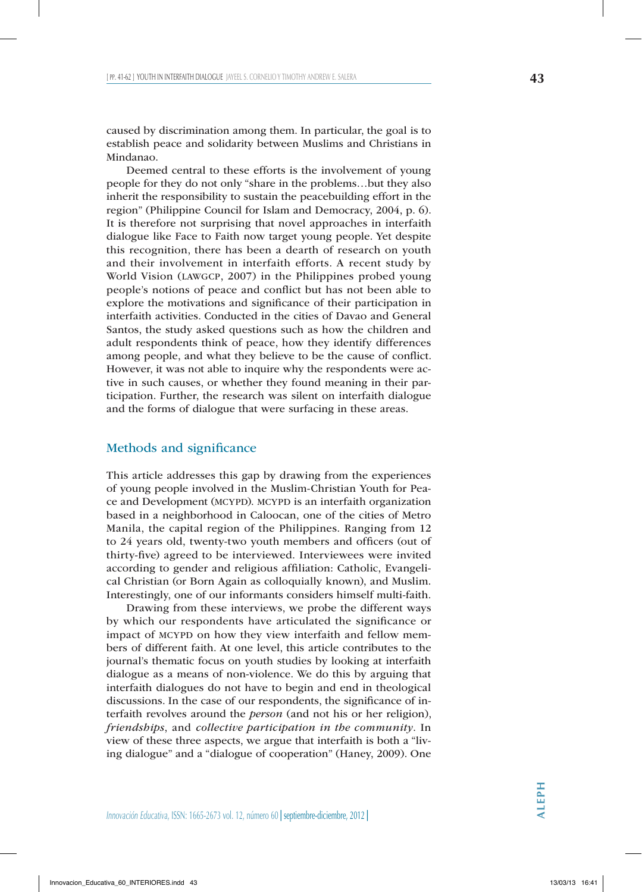caused by discrimination among them. In particular, the goal is to establish peace and solidarity between Muslims and Christians in Mindanao.

Deemed central to these efforts is the involvement of young people for they do not only "share in the problems…but they also inherit the responsibility to sustain the peacebuilding effort in the region" (Philippine Council for Islam and Democracy, 2004, p. 6). It is therefore not surprising that novel approaches in interfaith dialogue like Face to Faith now target young people. Yet despite this recognition, there has been a dearth of research on youth and their involvement in interfaith efforts. A recent study by World Vision (LAWGCP, 2007) in the Philippines probed young people's notions of peace and conflict but has not been able to explore the motivations and significance of their participation in interfaith activities. Conducted in the cities of Davao and General Santos, the study asked questions such as how the children and adult respondents think of peace, how they identify differences among people, and what they believe to be the cause of conflict. However, it was not able to inquire why the respondents were active in such causes, or whether they found meaning in their participation. Further, the research was silent on interfaith dialogue and the forms of dialogue that were surfacing in these areas.

## Methods and significance

This article addresses this gap by drawing from the experiences of young people involved in the Muslim-Christian Youth for Peace and Development (MCYPD). MCYPD is an interfaith organization based in a neighborhood in Caloocan, one of the cities of Metro Manila, the capital region of the Philippines. Ranging from 12 to 24 years old, twenty-two youth members and officers (out of thirty-five) agreed to be interviewed. Interviewees were invited according to gender and religious affiliation: Catholic, Evangelical Christian (or Born Again as colloquially known), and Muslim. Interestingly, one of our informants considers himself multi-faith.

Drawing from these interviews, we probe the different ways by which our respondents have articulated the significance or impact of MCYPD on how they view interfaith and fellow members of different faith. At one level, this article contributes to the journal's thematic focus on youth studies by looking at interfaith dialogue as a means of non-violence. We do this by arguing that interfaith dialogues do not have to begin and end in theological discussions. In the case of our respondents, the significance of interfaith revolves around the *person* (and not his or her religion), *friendships*, and *collective participation in the community*. In view of these three aspects, we argue that interfaith is both a "living dialogue" and a "dialogue of cooperation" (Haney, 2009). One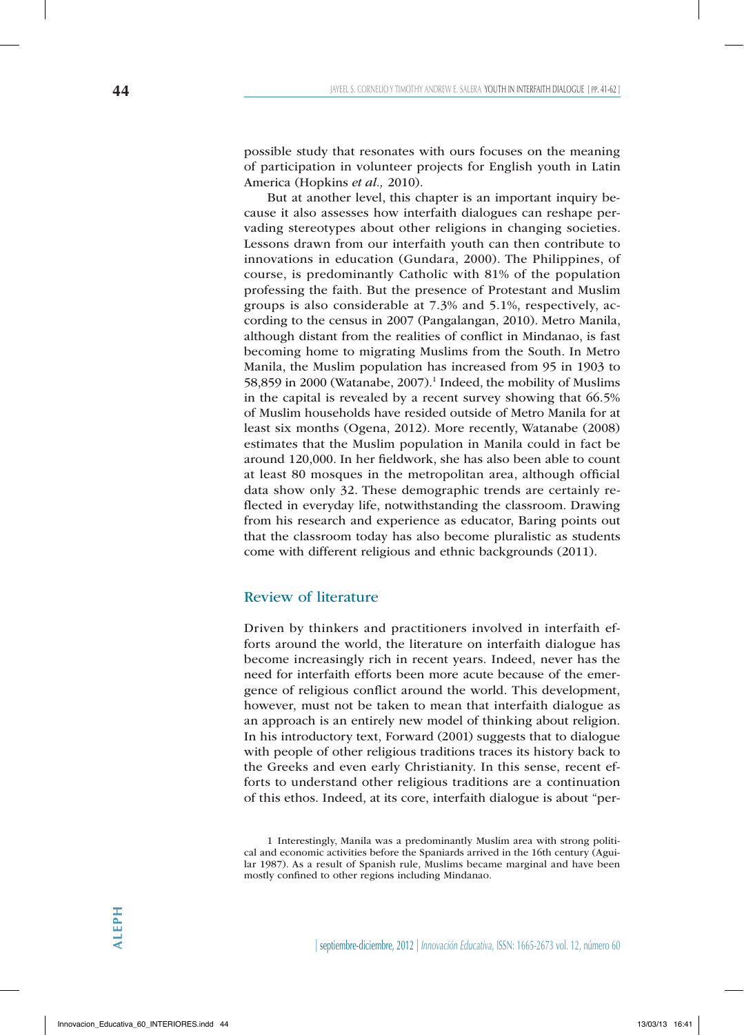possible study that resonates with ours focuses on the meaning of participation in volunteer projects for English youth in Latin America (Hopkins *et al.,* 2010).

But at another level, this chapter is an important inquiry because it also assesses how interfaith dialogues can reshape pervading stereotypes about other religions in changing societies. Lessons drawn from our interfaith youth can then contribute to innovations in education (Gundara, 2000). The Philippines, of course, is predominantly Catholic with 81% of the population professing the faith. But the presence of Protestant and Muslim groups is also considerable at 7.3% and 5.1%, respectively, according to the census in 2007 (Pangalangan, 2010). Metro Manila, although distant from the realities of conflict in Mindanao, is fast becoming home to migrating Muslims from the South. In Metro Manila, the Muslim population has increased from 95 in 1903 to 58,859 in 2000 (Watanabe, 2007).[1] Indeed, the mobility of Muslims in the capital is revealed by a recent survey showing that 66.5% of Muslim households have resided outside of Metro Manila for at least six months (Ogena, 2012). More recently, Watanabe (2008) estimates that the Muslim population in Manila could in fact be around 120,000. In her fieldwork, she has also been able to count at least 80 mosques in the metropolitan area, although official data show only 32. These demographic trends are certainly reflected in everyday life, notwithstanding the classroom. Drawing from his research and experience as educator, Baring points out that the classroom today has also become pluralistic as students come with different religious and ethnic backgrounds (2011).

## Review of literature

Driven by thinkers and practitioners involved in interfaith efforts around the world, the literature on interfaith dialogue has become increasingly rich in recent years. Indeed, never has the need for interfaith efforts been more acute because of the emergence of religious conflict around the world. This development, however, must not be taken to mean that interfaith dialogue as an approach is an entirely new model of thinking about religion. In his introductory text, Forward (2001) suggests that to dialogue with people of other religious traditions traces its history back to the Greeks and even early Christianity. In this sense, recent efforts to understand other religious traditions are a continuation of this ethos. Indeed, at its core, interfaith dialogue is about "per-

1 Interestingly, Manila was a predominantly Muslim area with strong political and economic activities before the Spaniards arrived in the 16th century (Aguilar 1987). As a result of Spanish rule, Muslims became marginal and have been mostly confined to other regions including Mindanao.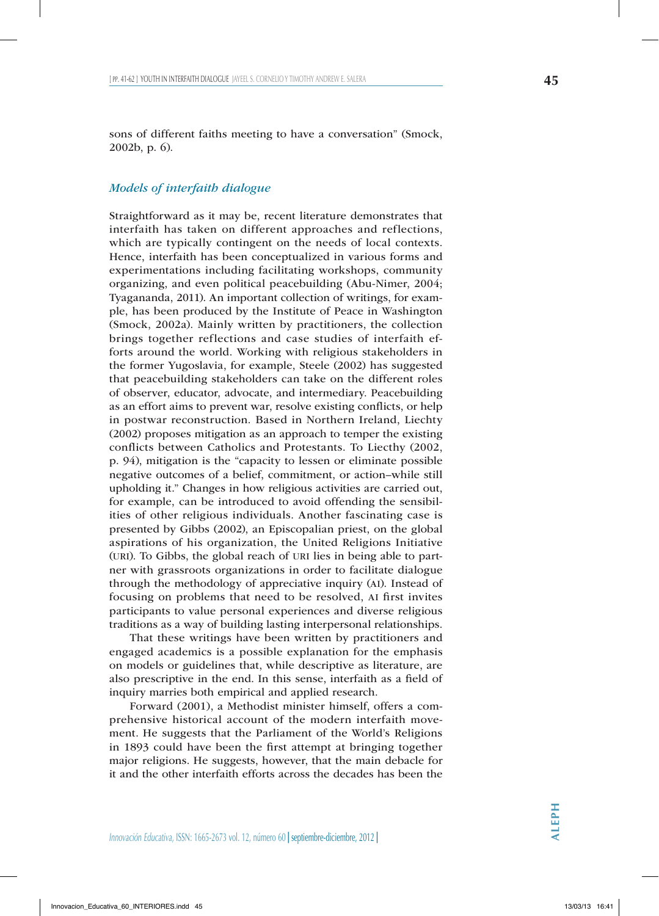sons of different faiths meeting to have a conversation" (Smock, 2002b, p. 6).

### *Models of interfaith dialogue*

Straightforward as it may be, recent literature demonstrates that interfaith has taken on different approaches and reflections, which are typically contingent on the needs of local contexts. Hence, interfaith has been conceptualized in various forms and experimentations including facilitating workshops, community organizing, and even political peacebuilding (Abu-Nimer, 2004; Tyagananda, 2011). An important collection of writings, for example, has been produced by the Institute of Peace in Washington (Smock, 2002a). Mainly written by practitioners, the collection brings together reflections and case studies of interfaith efforts around the world. Working with religious stakeholders in the former Yugoslavia, for example, Steele (2002) has suggested that peacebuilding stakeholders can take on the different roles of observer, educator, advocate, and intermediary. Peacebuilding as an effort aims to prevent war, resolve existing conflicts, or help in postwar reconstruction. Based in Northern Ireland, Liechty (2002) proposes mitigation as an approach to temper the existing conflicts between Catholics and Protestants. To Liecthy (2002, p. 94), mitigation is the "capacity to lessen or eliminate possible negative outcomes of a belief, commitment, or action–while still upholding it." Changes in how religious activities are carried out, for example, can be introduced to avoid offending the sensibilities of other religious individuals. Another fascinating case is presented by Gibbs (2002), an Episcopalian priest, on the global aspirations of his organization, the United Religions Initiative (URI). To Gibbs, the global reach of URI lies in being able to partner with grassroots organizations in order to facilitate dialogue through the methodology of appreciative inquiry (AI). Instead of focusing on problems that need to be resolved, AI first invites participants to value personal experiences and diverse religious traditions as a way of building lasting interpersonal relationships.

That these writings have been written by practitioners and engaged academics is a possible explanation for the emphasis on models or guidelines that, while descriptive as literature, are also prescriptive in the end. In this sense, interfaith as a field of inquiry marries both empirical and applied research.

Forward (2001), a Methodist minister himself, offers a comprehensive historical account of the modern interfaith movement. He suggests that the Parliament of the World's Religions in 1893 could have been the first attempt at bringing together major religions. He suggests, however, that the main debacle for it and the other interfaith efforts across the decades has been the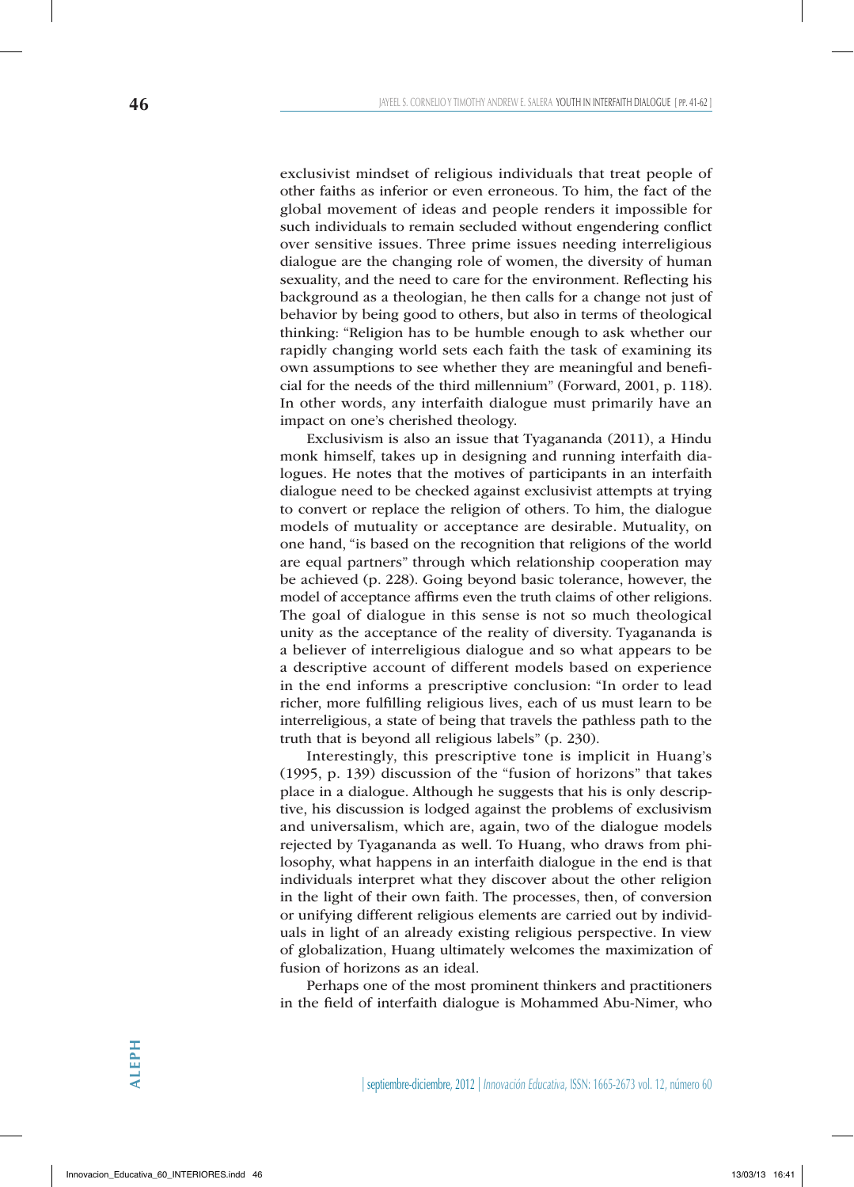exclusivist mindset of religious individuals that treat people of other faiths as inferior or even erroneous. To him, the fact of the global movement of ideas and people renders it impossible for such individuals to remain secluded without engendering conflict over sensitive issues. Three prime issues needing interreligious dialogue are the changing role of women, the diversity of human sexuality, and the need to care for the environment. Reflecting his background as a theologian, he then calls for a change not just of behavior by being good to others, but also in terms of theological thinking: "Religion has to be humble enough to ask whether our rapidly changing world sets each faith the task of examining its own assumptions to see whether they are meaningful and beneficial for the needs of the third millennium" (Forward, 2001, p. 118). In other words, any interfaith dialogue must primarily have an impact on one's cherished theology.

Exclusivism is also an issue that Tyagananda (2011), a Hindu monk himself, takes up in designing and running interfaith dialogues. He notes that the motives of participants in an interfaith dialogue need to be checked against exclusivist attempts at trying to convert or replace the religion of others. To him, the dialogue models of mutuality or acceptance are desirable. Mutuality, on one hand, "is based on the recognition that religions of the world are equal partners" through which relationship cooperation may be achieved (p. 228). Going beyond basic tolerance, however, the model of acceptance affirms even the truth claims of other religions. The goal of dialogue in this sense is not so much theological unity as the acceptance of the reality of diversity. Tyagananda is a believer of interreligious dialogue and so what appears to be a descriptive account of different models based on experience in the end informs a prescriptive conclusion: "In order to lead richer, more fulfilling religious lives, each of us must learn to be interreligious, a state of being that travels the pathless path to the truth that is beyond all religious labels" (p. 230).

Interestingly, this prescriptive tone is implicit in Huang's (1995, p. 139) discussion of the "fusion of horizons" that takes place in a dialogue. Although he suggests that his is only descriptive, his discussion is lodged against the problems of exclusivism and universalism, which are, again, two of the dialogue models rejected by Tyagananda as well. To Huang, who draws from philosophy, what happens in an interfaith dialogue in the end is that individuals interpret what they discover about the other religion in the light of their own faith. The processes, then, of conversion or unifying different religious elements are carried out by individuals in light of an already existing religious perspective. In view of globalization, Huang ultimately welcomes the maximization of fusion of horizons as an ideal.

Perhaps one of the most prominent thinkers and practitioners in the field of interfaith dialogue is Mohammed Abu-Nimer, who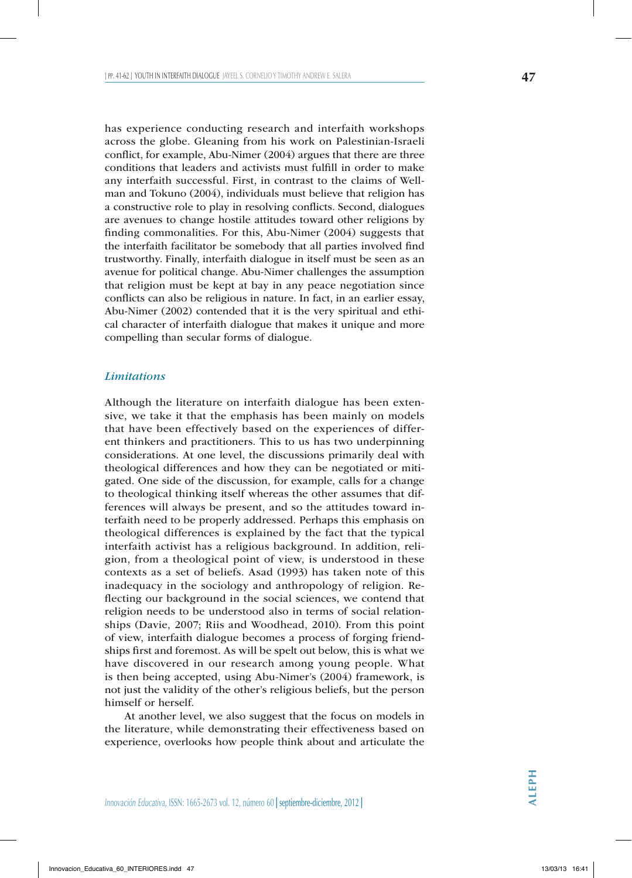has experience conducting research and interfaith workshops across the globe. Gleaning from his work on Palestinian-Israeli conflict, for example, Abu-Nimer (2004) argues that there are three conditions that leaders and activists must fulfill in order to make any interfaith successful. First, in contrast to the claims of Wellman and Tokuno (2004), individuals must believe that religion has a constructive role to play in resolving conflicts. Second, dialogues are avenues to change hostile attitudes toward other religions by finding commonalities. For this, Abu-Nimer (2004) suggests that the interfaith facilitator be somebody that all parties involved find trustworthy. Finally, interfaith dialogue in itself must be seen as an avenue for political change. Abu-Nimer challenges the assumption that religion must be kept at bay in any peace negotiation since conflicts can also be religious in nature. In fact, in an earlier essay, Abu-Nimer (2002) contended that it is the very spiritual and ethical character of interfaith dialogue that makes it unique and more compelling than secular forms of dialogue.

### *Limitations*

Although the literature on interfaith dialogue has been extensive, we take it that the emphasis has been mainly on models that have been effectively based on the experiences of different thinkers and practitioners. This to us has two underpinning considerations. At one level, the discussions primarily deal with theological differences and how they can be negotiated or mitigated. One side of the discussion, for example, calls for a change to theological thinking itself whereas the other assumes that differences will always be present, and so the attitudes toward interfaith need to be properly addressed. Perhaps this emphasis on theological differences is explained by the fact that the typical interfaith activist has a religious background. In addition, religion, from a theological point of view, is understood in these contexts as a set of beliefs. Asad (1993) has taken note of this inadequacy in the sociology and anthropology of religion. Reflecting our background in the social sciences, we contend that religion needs to be understood also in terms of social relationships (Davie, 2007; Riis and Woodhead, 2010). From this point of view, interfaith dialogue becomes a process of forging friendships first and foremost. As will be spelt out below, this is what we have discovered in our research among young people. What is then being accepted, using Abu-Nimer's (2004) framework, is not just the validity of the other's religious beliefs, but the person himself or herself.

At another level, we also suggest that the focus on models in the literature, while demonstrating their effectiveness based on experience, overlooks how people think about and articulate the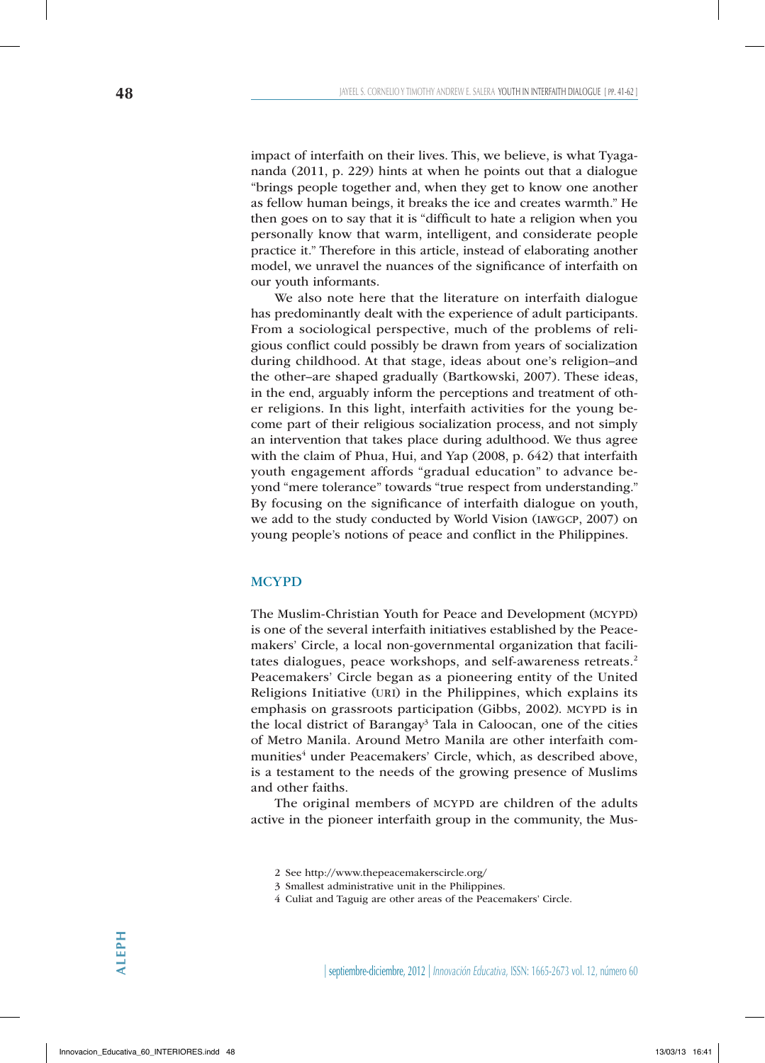impact of interfaith on their lives. This, we believe, is what Tyaganandа (2011, p. 229) hints at when he points out that a dialogue "brings people together and, when they get to know one another as fellow human beings, it breaks the ice and creates warmth." He then goes on to say that it is "difficult to hate a religion when you personally know that warm, intelligent, and considerate people practice it." Therefore in this article, instead of elaborating another model, we unravel the nuances of the significance of interfaith on our youth informants.

We also note here that the literature on interfaith dialogue has predominantly dealt with the experience of adult participants. From a sociological perspective, much of the problems of religious conflict could possibly be drawn from years of socialization during childhood. At that stage, ideas about one's religion–and the other–are shaped gradually (Bartkowski, 2007). These ideas, in the end, arguably inform the perceptions and treatment of other religions. In this light, interfaith activities for the young become part of their religious socialization process, and not simply an intervention that takes place during adulthood. We thus agree with the claim of Phua, Hui, and Yap (2008, p. 642) that interfaith youth engagement affords "gradual education" to advance beyond "mere tolerance" towards "true respect from understanding." By focusing on the significance of interfaith dialogue on youth, we add to the study conducted by World Vision (IAWGCP, 2007) on young people's notions of peace and conflict in the Philippines.

## MCYPD

The Muslim-Christian Youth for Peace and Development (MCYPD) is one of the several interfaith initiatives established by the Peacemakers' Circle, a local non-governmental organization that facilitates dialogues, peace workshops, and self-awareness retreats.[2] Peacemakers' Circle began as a pioneering entity of the United Religions Initiative (URI) in the Philippines, which explains its emphasis on grassroots participation (Gibbs, 2002). MCYPD is in the local district of Barangay[3] Tala in Caloocan, one of the cities of Metro Manila. Around Metro Manila are other interfaith communities[4] under Peacemakers' Circle, which, as described above, is a testament to the needs of the growing presence of Muslims and other faiths.

The original members of MCYPD are children of the adults active in the pioneer interfaith group in the community, the Mus-

2 See http://www.thepeacemakerscircle.org/

3 Smallest administrative unit in the Philippines.

4 Culiat and Taguig are other areas of the Peacemakers' Circle.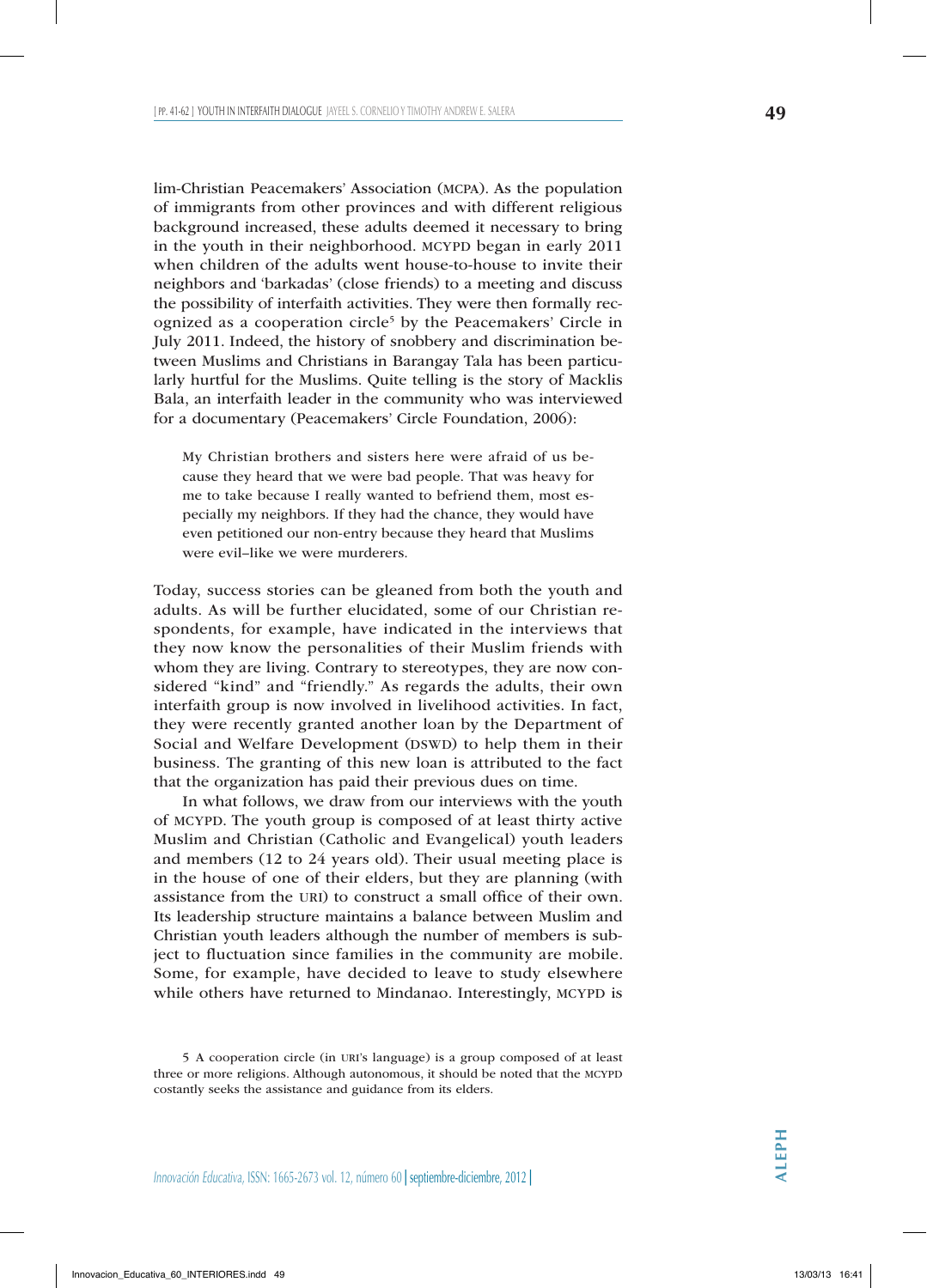lim-Christian Peacemakers' Association (MCPA). As the population of immigrants from other provinces and with different religious background increased, these adults deemed it necessary to bring in the youth in their neighborhood. MCYPD began in early 2011 when children of the adults went house-to-house to invite their neighbors and 'barkadas' (close friends) to a meeting and discuss the possibility of interfaith activities. They were then formally recognized as a cooperation circle[5] by the Peacemakers' Circle in July 2011. Indeed, the history of snobbery and discrimination between Muslims and Christians in Barangay Tala has been particularly hurtful for the Muslims. Quite telling is the story of Macklis Bala, an interfaith leader in the community who was interviewed for a documentary (Peacemakers' Circle Foundation, 2006):

> My Christian brothers and sisters here were afraid of us because they heard that we were bad people. That was heavy for me to take because I really wanted to befriend them, most especially my neighbors. If they had the chance, they would have even petitioned our non-entry because they heard that Muslims were evil–like we were murderers.

Today, success stories can be gleaned from both the youth and adults. As will be further elucidated, some of our Christian respondents, for example, have indicated in the interviews that they now know the personalities of their Muslim friends with whom they are living. Contrary to stereotypes, they are now considered "kind" and "friendly." As regards the adults, their own interfaith group is now involved in livelihood activities. In fact, they were recently granted another loan by the Department of Social and Welfare Development (DSWD) to help them in their business. The granting of this new loan is attributed to the fact that the organization has paid their previous dues on time.

In what follows, we draw from our interviews with the youth of MCYPD. The youth group is composed of at least thirty active Muslim and Christian (Catholic and Evangelical) youth leaders and members (12 to 24 years old). Their usual meeting place is in the house of one of their elders, but they are planning (with assistance from the URI) to construct a small office of their own. Its leadership structure maintains a balance between Muslim and Christian youth leaders although the number of members is subject to fluctuation since families in the community are mobile. Some, for example, have decided to leave to study elsewhere while others have returned to Mindanao. Interestingly, MCYPD is

---

5 A cooperation circle (in URI's language) is a group composed of at least three or more religions. Although autonomous, it should be noted that the MCYPD costantly seeks the assistance and guidance from its elders.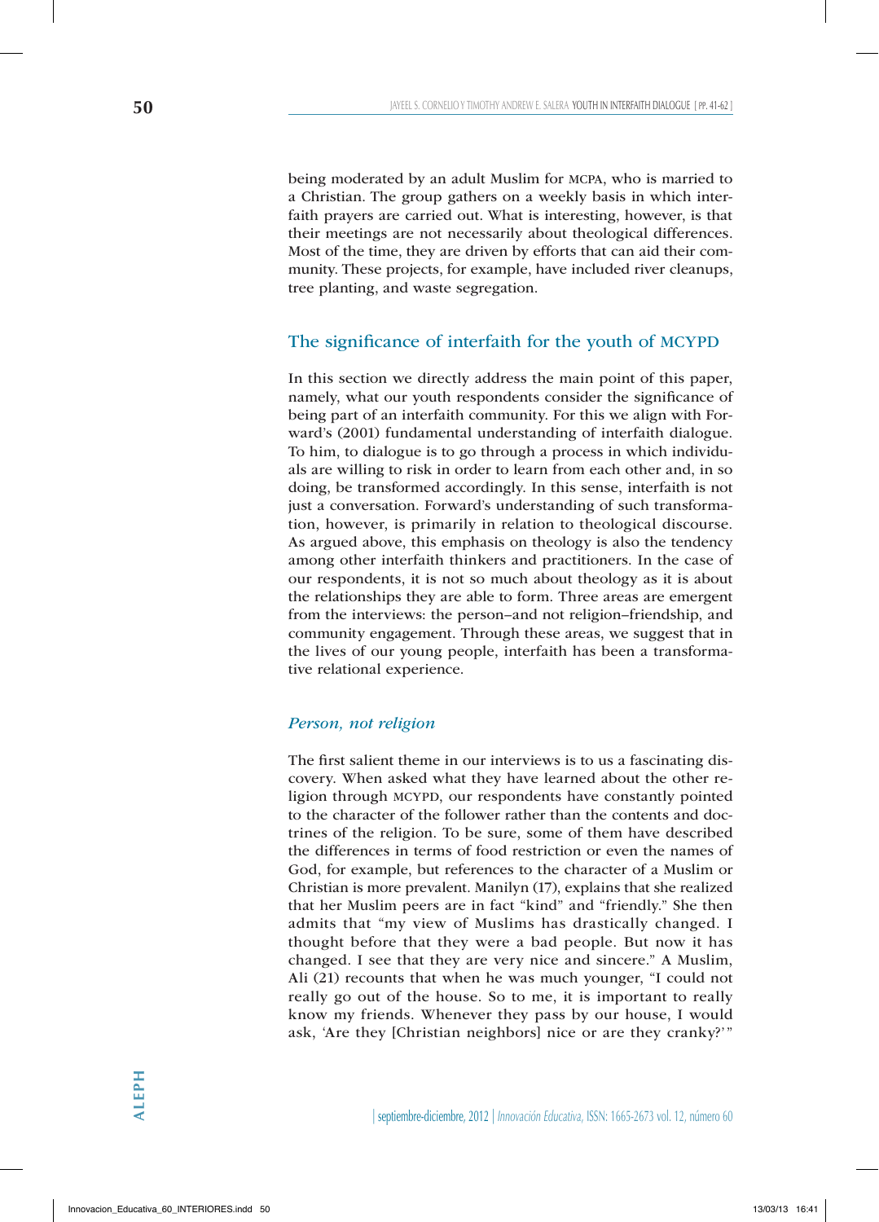being moderated by an adult Muslim for MCPA, who is married to a Christian. The group gathers on a weekly basis in which interfaith prayers are carried out. What is interesting, however, is that their meetings are not necessarily about theological differences. Most of the time, they are driven by efforts that can aid their community. These projects, for example, have included river cleanups, tree planting, and waste segregation.

## The significance of interfaith for the youth of MCYPD

In this section we directly address the main point of this paper, namely, what our youth respondents consider the significance of being part of an interfaith community. For this we align with Forward's (2001) fundamental understanding of interfaith dialogue. To him, to dialogue is to go through a process in which individuals are willing to risk in order to learn from each other and, in so doing, be transformed accordingly. In this sense, interfaith is not just a conversation. Forward's understanding of such transformation, however, is primarily in relation to theological discourse. As argued above, this emphasis on theology is also the tendency among other interfaith thinkers and practitioners. In the case of our respondents, it is not so much about theology as it is about the relationships they are able to form. Three areas are emergent from the interviews: the person–and not religion–friendship, and community engagement. Through these areas, we suggest that in the lives of our young people, interfaith has been a transformative relational experience.

### *Person, not religion*

The first salient theme in our interviews is to us a fascinating discovery. When asked what they have learned about the other religion through MCYPD, our respondents have constantly pointed to the character of the follower rather than the contents and doctrines of the religion. To be sure, some of them have described the differences in terms of food restriction or even the names of God, for example, but references to the character of a Muslim or Christian is more prevalent. Manilyn (17), explains that she realized that her Muslim peers are in fact "kind" and "friendly." She then admits that "my view of Muslims has drastically changed. I thought before that they were a bad people. But now it has changed. I see that they are very nice and sincere." A Muslim, Ali (21) recounts that when he was much younger, "I could not really go out of the house. So to me, it is important to really know my friends. Whenever they pass by our house, I would ask, 'Are they [Christian neighbors] nice or are they cranky?'"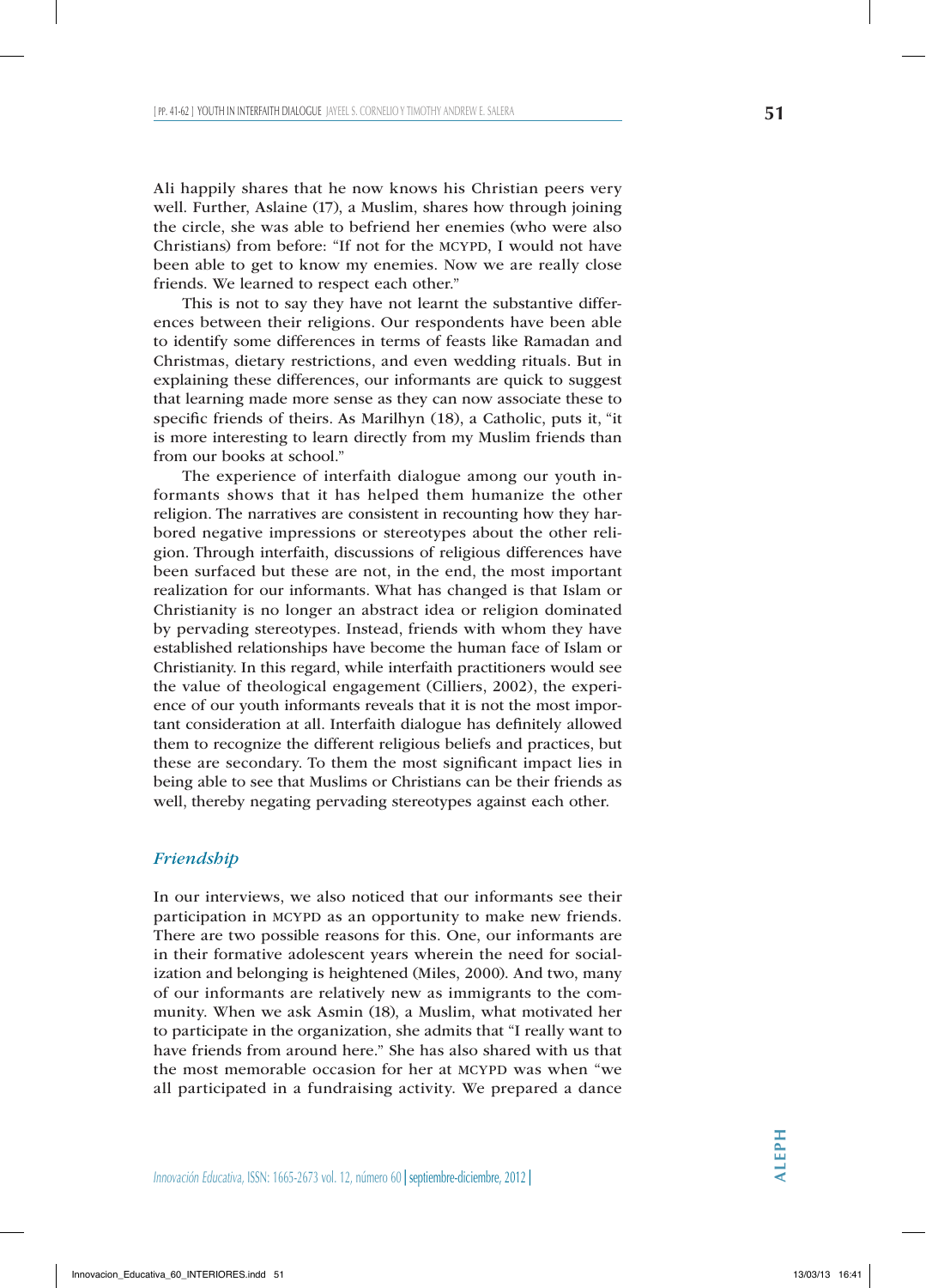Ali happily shares that he now knows his Christian peers very well. Further, Aslaine (17), a Muslim, shares how through joining the circle, she was able to befriend her enemies (who were also Christians) from before: "If not for the MCYPD, I would not have been able to get to know my enemies. Now we are really close friends. We learned to respect each other."

This is not to say they have not learnt the substantive differences between their religions. Our respondents have been able to identify some differences in terms of feasts like Ramadan and Christmas, dietary restrictions, and even wedding rituals. But in explaining these differences, our informants are quick to suggest that learning made more sense as they can now associate these to specific friends of theirs. As Marilhyn (18), a Catholic, puts it, "it is more interesting to learn directly from my Muslim friends than from our books at school."

The experience of interfaith dialogue among our youth informants shows that it has helped them humanize the other religion. The narratives are consistent in recounting how they harbored negative impressions or stereotypes about the other religion. Through interfaith, discussions of religious differences have been surfaced but these are not, in the end, the most important realization for our informants. What has changed is that Islam or Christianity is no longer an abstract idea or religion dominated by pervading stereotypes. Instead, friends with whom they have established relationships have become the human face of Islam or Christianity. In this regard, while interfaith practitioners would see the value of theological engagement (Cilliers, 2002), the experience of our youth informants reveals that it is not the most important consideration at all. Interfaith dialogue has definitely allowed them to recognize the different religious beliefs and practices, but these are secondary. To them the most significant impact lies in being able to see that Muslims or Christians can be their friends as well, thereby negating pervading stereotypes against each other.

### *Friendship*

In our interviews, we also noticed that our informants see their participation in MCYPD as an opportunity to make new friends. There are two possible reasons for this. One, our informants are in their formative adolescent years wherein the need for socialization and belonging is heightened (Miles, 2000). And two, many of our informants are relatively new as immigrants to the community. When we ask Asmin (18), a Muslim, what motivated her to participate in the organization, she admits that "I really want to have friends from around here." She has also shared with us that the most memorable occasion for her at MCYPD was when "we all participated in a fundraising activity. We prepared a dance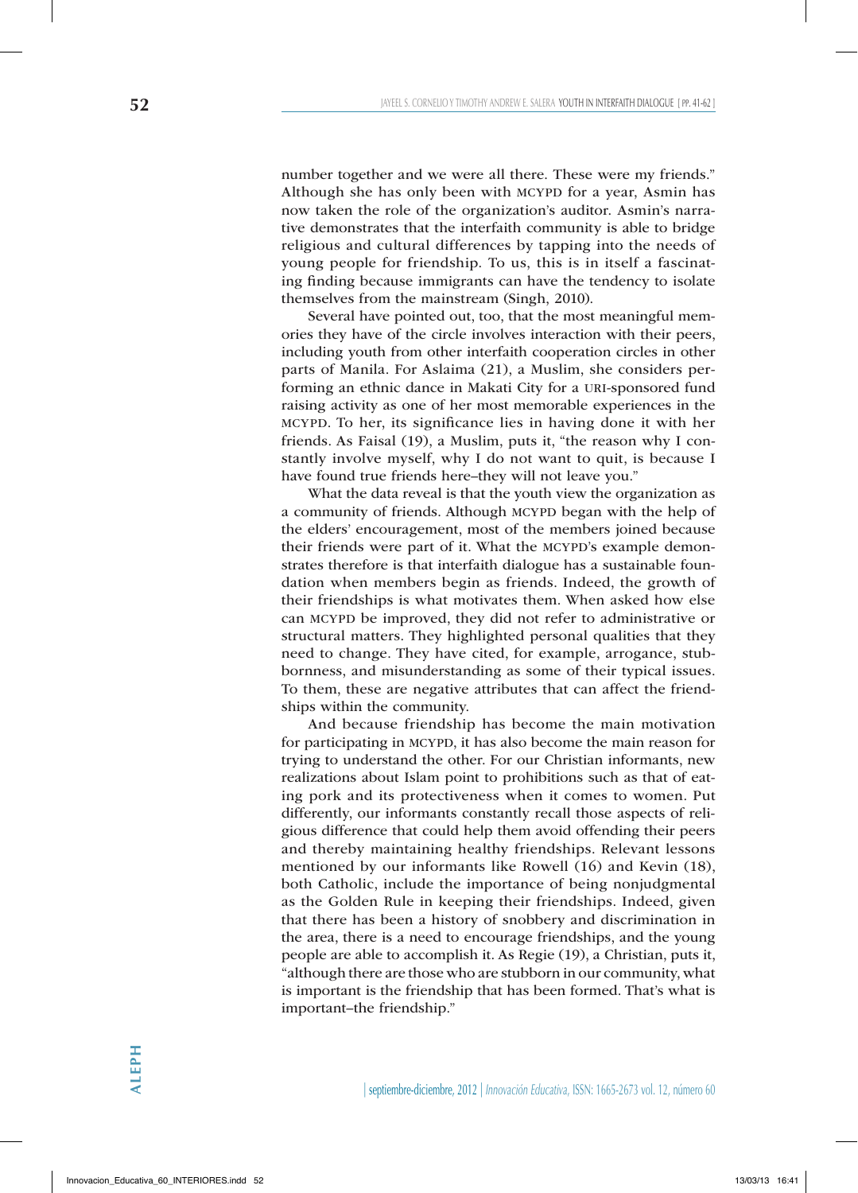number together and we were all there. These were my friends." Although she has only been with MCYPD for a year, Asmin has now taken the role of the organization's auditor. Asmin's narrative demonstrates that the interfaith community is able to bridge religious and cultural differences by tapping into the needs of young people for friendship. To us, this is in itself a fascinating finding because immigrants can have the tendency to isolate themselves from the mainstream (Singh, 2010).

Several have pointed out, too, that the most meaningful memories they have of the circle involves interaction with their peers, including youth from other interfaith cooperation circles in other parts of Manila. For Aslaima (21), a Muslim, she considers performing an ethnic dance in Makati City for a URI-sponsored fund raising activity as one of her most memorable experiences in the MCYPD. To her, its significance lies in having done it with her friends. As Faisal (19), a Muslim, puts it, "the reason why I constantly involve myself, why I do not want to quit, is because I have found true friends here–they will not leave you."

What the data reveal is that the youth view the organization as a community of friends. Although MCYPD began with the help of the elders' encouragement, most of the members joined because their friends were part of it. What the MCYPD's example demonstrates therefore is that interfaith dialogue has a sustainable foundation when members begin as friends. Indeed, the growth of their friendships is what motivates them. When asked how else can MCYPD be improved, they did not refer to administrative or structural matters. They highlighted personal qualities that they need to change. They have cited, for example, arrogance, stubbornness, and misunderstanding as some of their typical issues. To them, these are negative attributes that can affect the friendships within the community.

And because friendship has become the main motivation for participating in MCYPD, it has also become the main reason for trying to understand the other. For our Christian informants, new realizations about Islam point to prohibitions such as that of eating pork and its protectiveness when it comes to women. Put differently, our informants constantly recall those aspects of religious difference that could help them avoid offending their peers and thereby maintaining healthy friendships. Relevant lessons mentioned by our informants like Rowell (16) and Kevin (18), both Catholic, include the importance of being nonjudgmental as the Golden Rule in keeping their friendships. Indeed, given that there has been a history of snobbery and discrimination in the area, there is a need to encourage friendships, and the young people are able to accomplish it. As Regie (19), a Christian, puts it, "although there are those who are stubborn in our community, what is important is the friendship that has been formed. That's what is important–the friendship."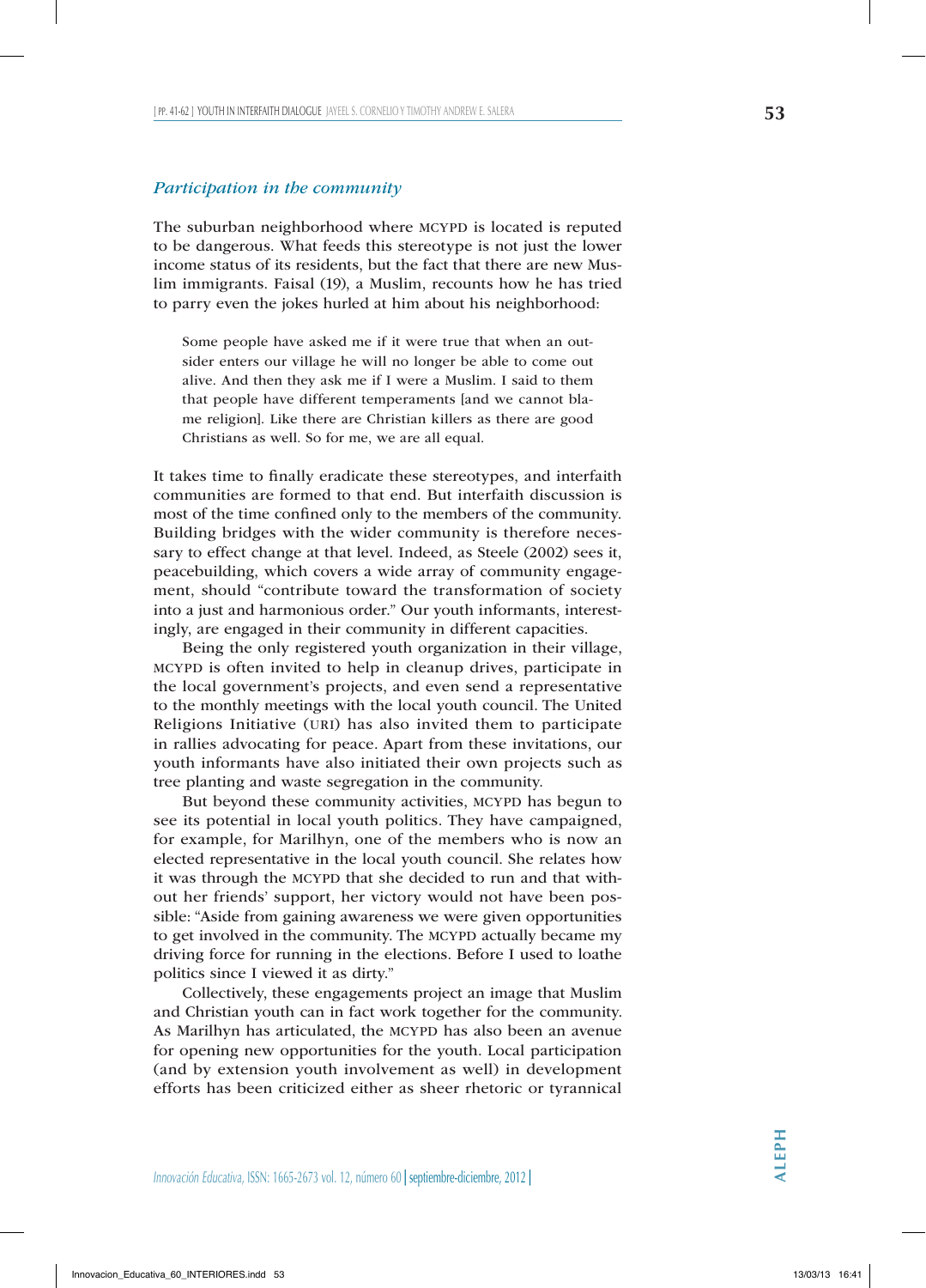### *Participation in the community*

The suburban neighborhood where MCYPD is located is reputed to be dangerous. What feeds this stereotype is not just the lower income status of its residents, but the fact that there are new Muslim immigrants. Faisal (19), a Muslim, recounts how he has tried to parry even the jokes hurled at him about his neighborhood:

> Some people have asked me if it were true that when an outsider enters our village he will no longer be able to come out alive. And then they ask me if I were a Muslim. I said to them that people have different temperaments [and we cannot blame religion]. Like there are Christian killers as there are good Christians as well. So for me, we are all equal.

It takes time to finally eradicate these stereotypes, and interfaith communities are formed to that end. But interfaith discussion is most of the time confined only to the members of the community. Building bridges with the wider community is therefore necessary to effect change at that level. Indeed, as Steele (2002) sees it, peacebuilding, which covers a wide array of community engagement, should "contribute toward the transformation of society into a just and harmonious order." Our youth informants, interestingly, are engaged in their community in different capacities.

Being the only registered youth organization in their village, MCYPD is often invited to help in cleanup drives, participate in the local government's projects, and even send a representative to the monthly meetings with the local youth council. The United Religions Initiative (URI) has also invited them to participate in rallies advocating for peace. Apart from these invitations, our youth informants have also initiated their own projects such as tree planting and waste segregation in the community.

But beyond these community activities, MCYPD has begun to see its potential in local youth politics. They have campaigned, for example, for Marilhyn, one of the members who is now an elected representative in the local youth council. She relates how it was through the MCYPD that she decided to run and that without her friends' support, her victory would not have been possible: "Aside from gaining awareness we were given opportunities to get involved in the community. The MCYPD actually became my driving force for running in the elections. Before I used to loathe politics since I viewed it as dirty."

Collectively, these engagements project an image that Muslim and Christian youth can in fact work together for the community. As Marilhyn has articulated, the MCYPD has also been an avenue for opening new opportunities for the youth. Local participation (and by extension youth involvement as well) in development efforts has been criticized either as sheer rhetoric or tyrannical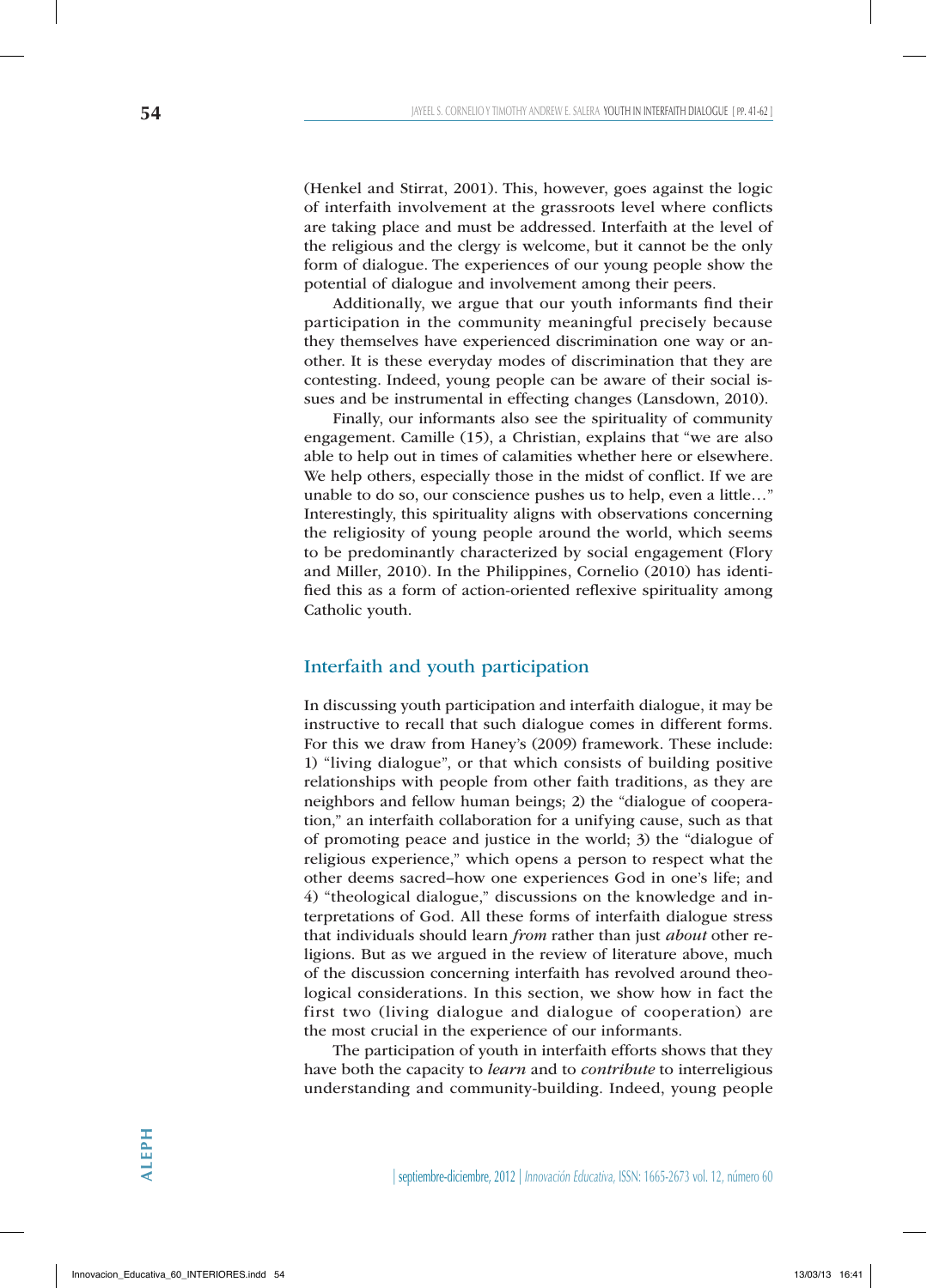(Henkel and Stirrat, 2001). This, however, goes against the logic of interfaith involvement at the grassroots level where conflicts are taking place and must be addressed. Interfaith at the level of the religious and the clergy is welcome, but it cannot be the only form of dialogue. The experiences of our young people show the potential of dialogue and involvement among their peers.

Additionally, we argue that our youth informants find their participation in the community meaningful precisely because they themselves have experienced discrimination one way or another. It is these everyday modes of discrimination that they are contesting. Indeed, young people can be aware of their social issues and be instrumental in effecting changes (Lansdown, 2010).

Finally, our informants also see the spirituality of community engagement. Camille (15), a Christian, explains that "we are also able to help out in times of calamities whether here or elsewhere. We help others, especially those in the midst of conflict. If we are unable to do so, our conscience pushes us to help, even a little…" Interestingly, this spirituality aligns with observations concerning the religiosity of young people around the world, which seems to be predominantly characterized by social engagement (Flory and Miller, 2010). In the Philippines, Cornelio (2010) has identified this as a form of action-oriented reflexive spirituality among Catholic youth.

## Interfaith and youth participation

In discussing youth participation and interfaith dialogue, it may be instructive to recall that such dialogue comes in different forms. For this we draw from Haney's (2009) framework. These include: 1) "living dialogue", or that which consists of building positive relationships with people from other faith traditions, as they are neighbors and fellow human beings; 2) the "dialogue of cooperation," an interfaith collaboration for a unifying cause, such as that of promoting peace and justice in the world; 3) the "dialogue of religious experience," which opens a person to respect what the other deems sacred–how one experiences God in one's life; and 4) "theological dialogue," discussions on the knowledge and interpretations of God. All these forms of interfaith dialogue stress that individuals should learn *from* rather than just *about* other religions. But as we argued in the review of literature above, much of the discussion concerning interfaith has revolved around theological considerations. In this section, we show how in fact the first two (living dialogue and dialogue of cooperation) are the most crucial in the experience of our informants.

The participation of youth in interfaith efforts shows that they have both the capacity to *learn* and to *contribute* to interreligious understanding and community-building. Indeed, young people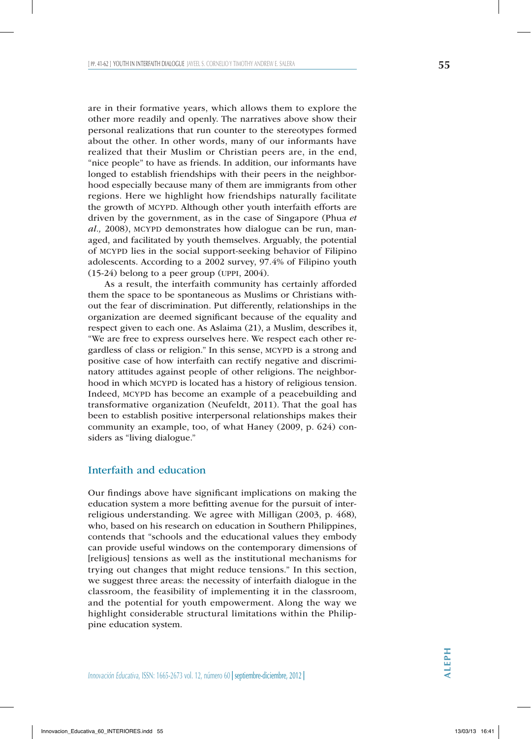are in their formative years, which allows them to explore the other more readily and openly. The narratives above show their personal realizations that run counter to the stereotypes formed about the other. In other words, many of our informants have realized that their Muslim or Christian peers are, in the end, "nice people" to have as friends. In addition, our informants have longed to establish friendships with their peers in the neighborhood especially because many of them are immigrants from other regions. Here we highlight how friendships naturally facilitate the growth of MCYPD. Although other youth interfaith efforts are driven by the government, as in the case of Singapore (Phua *et al.,* 2008), MCYPD demonstrates how dialogue can be run, managed, and facilitated by youth themselves. Arguably, the potential of MCYPD lies in the social support-seeking behavior of Filipino adolescents. According to a 2002 survey, 97.4% of Filipino youth (15-24) belong to a peer group (UPPI, 2004).

As a result, the interfaith community has certainly afforded them the space to be spontaneous as Muslims or Christians without the fear of discrimination. Put differently, relationships in the organization are deemed significant because of the equality and respect given to each one. As Aslaima (21), a Muslim, describes it, "We are free to express ourselves here. We respect each other regardless of class or religion." In this sense, MCYPD is a strong and positive case of how interfaith can rectify negative and discriminatory attitudes against people of other religions. The neighborhood in which MCYPD is located has a history of religious tension. Indeed, MCYPD has become an example of a peacebuilding and transformative organization (Neufeldt, 2011). That the goal has been to establish positive interpersonal relationships makes their community an example, too, of what Haney (2009, p. 624) considers as "living dialogue."

## Interfaith and education

Our findings above have significant implications on making the education system a more befitting avenue for the pursuit of interreligious understanding. We agree with Milligan (2003, p. 468), who, based on his research on education in Southern Philippines, contends that "schools and the educational values they embody can provide useful windows on the contemporary dimensions of [religious] tensions as well as the institutional mechanisms for trying out changes that might reduce tensions." In this section, we suggest three areas: the necessity of interfaith dialogue in the classroom, the feasibility of implementing it in the classroom, and the potential for youth empowerment. Along the way we highlight considerable structural limitations within the Philippine education system.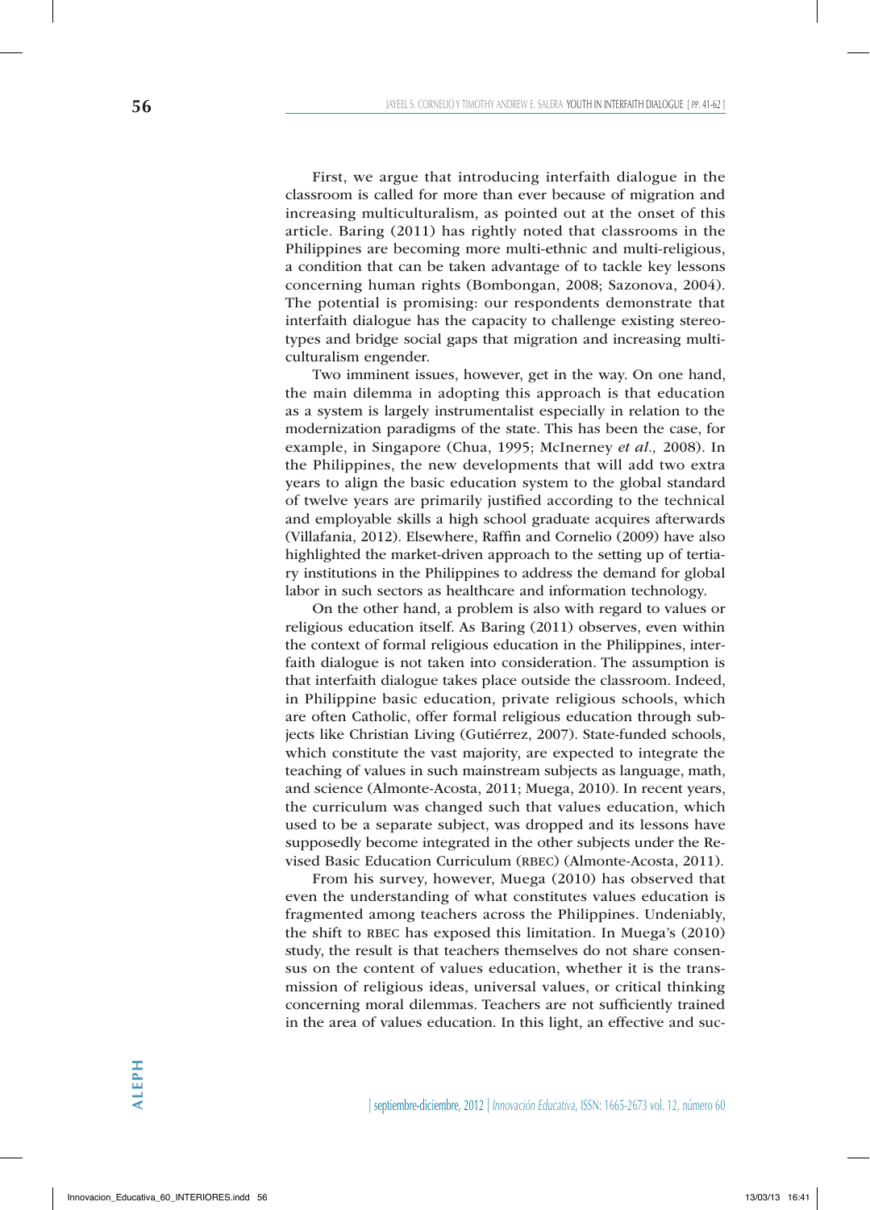First, we argue that introducing interfaith dialogue in the classroom is called for more than ever because of migration and increasing multiculturalism, as pointed out at the onset of this article. Baring (2011) has rightly noted that classrooms in the Philippines are becoming more multi-ethnic and multi-religious, a condition that can be taken advantage of to tackle key lessons concerning human rights (Bombongan, 2008; Sazonova, 2004). The potential is promising: our respondents demonstrate that interfaith dialogue has the capacity to challenge existing stereotypes and bridge social gaps that migration and increasing multiculturalism engender.

Two imminent issues, however, get in the way. On one hand, the main dilemma in adopting this approach is that education as a system is largely instrumentalist especially in relation to the modernization paradigms of the state. This has been the case, for example, in Singapore (Chua, 1995; McInerney *et al.,* 2008). In the Philippines, the new developments that will add two extra years to align the basic education system to the global standard of twelve years are primarily justified according to the technical and employable skills a high school graduate acquires afterwards (Villafania, 2012). Elsewhere, Raffin and Cornelio (2009) have also highlighted the market-driven approach to the setting up of tertiary institutions in the Philippines to address the demand for global labor in such sectors as healthcare and information technology.

On the other hand, a problem is also with regard to values or religious education itself. As Baring (2011) observes, even within the context of formal religious education in the Philippines, interfaith dialogue is not taken into consideration. The assumption is that interfaith dialogue takes place outside the classroom. Indeed, in Philippine basic education, private religious schools, which are often Catholic, offer formal religious education through subjects like Christian Living (Gutiérrez, 2007). State-funded schools, which constitute the vast majority, are expected to integrate the teaching of values in such mainstream subjects as language, math, and science (Almonte-Acosta, 2011; Muega, 2010). In recent years, the curriculum was changed such that values education, which used to be a separate subject, was dropped and its lessons have supposedly become integrated in the other subjects under the Revised Basic Education Curriculum (RBEC) (Almonte-Acosta, 2011).

From his survey, however, Muega (2010) has observed that even the understanding of what constitutes values education is fragmented among teachers across the Philippines. Undeniably, the shift to RBEC has exposed this limitation. In Muega's (2010) study, the result is that teachers themselves do not share consensus on the content of values education, whether it is the transmission of religious ideas, universal values, or critical thinking concerning moral dilemmas. Teachers are not sufficiently trained in the area of values education. In this light, an effective and suc-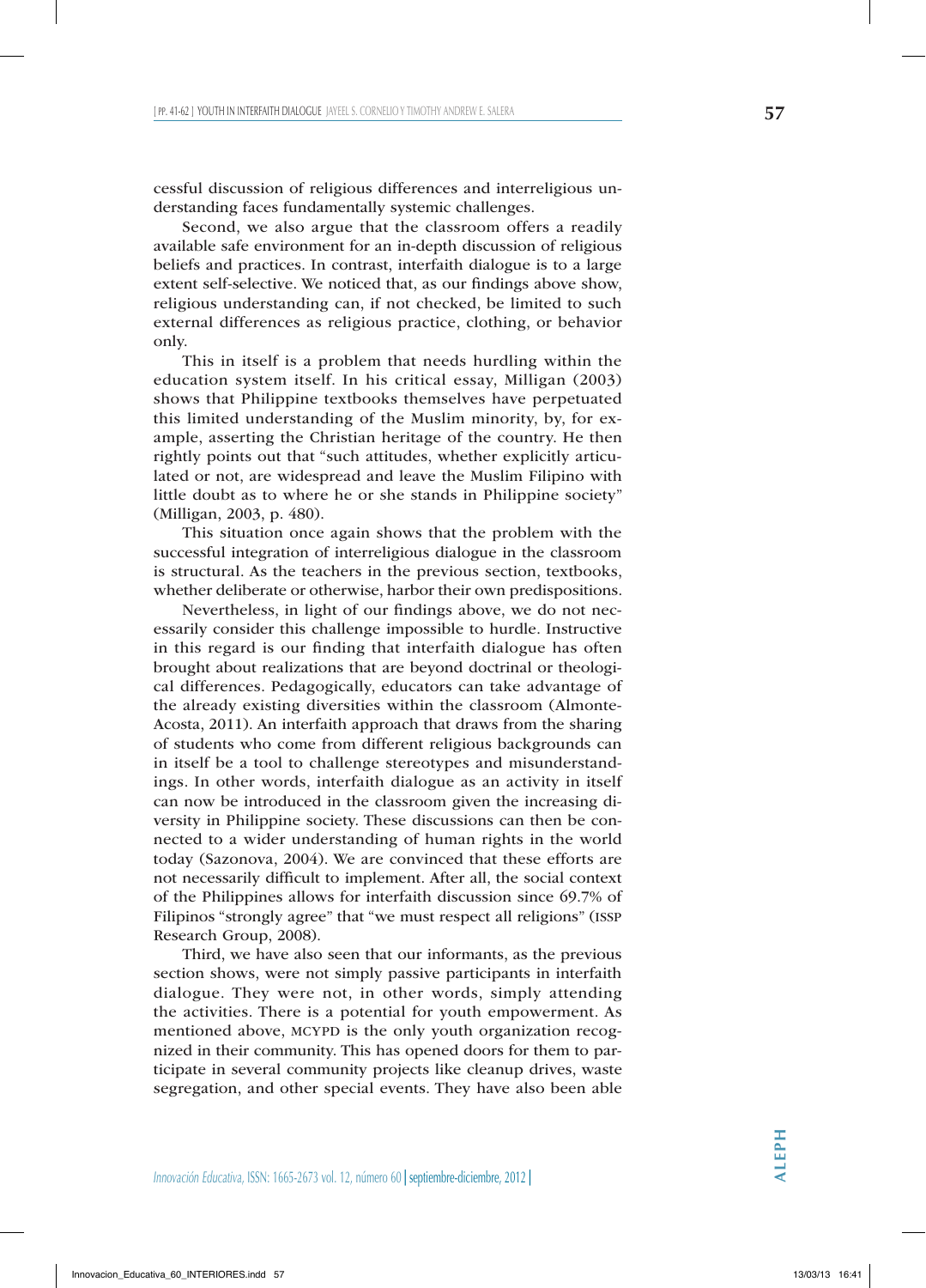cessful discussion of religious differences and interreligious understanding faces fundamentally systemic challenges.

Second, we also argue that the classroom offers a readily available safe environment for an in-depth discussion of religious beliefs and practices. In contrast, interfaith dialogue is to a large extent self-selective. We noticed that, as our findings above show, religious understanding can, if not checked, be limited to such external differences as religious practice, clothing, or behavior only.

This in itself is a problem that needs hurdling within the education system itself. In his critical essay, Milligan (2003) shows that Philippine textbooks themselves have perpetuated this limited understanding of the Muslim minority, by, for example, asserting the Christian heritage of the country. He then rightly points out that "such attitudes, whether explicitly articulated or not, are widespread and leave the Muslim Filipino with little doubt as to where he or she stands in Philippine society" (Milligan, 2003, p. 480).

This situation once again shows that the problem with the successful integration of interreligious dialogue in the classroom is structural. As the teachers in the previous section, textbooks, whether deliberate or otherwise, harbor their own predispositions.

Nevertheless, in light of our findings above, we do not necessarily consider this challenge impossible to hurdle. Instructive in this regard is our finding that interfaith dialogue has often brought about realizations that are beyond doctrinal or theological differences. Pedagogically, educators can take advantage of the already existing diversities within the classroom (Almonte-Acosta, 2011). An interfaith approach that draws from the sharing of students who come from different religious backgrounds can in itself be a tool to challenge stereotypes and misunderstandings. In other words, interfaith dialogue as an activity in itself can now be introduced in the classroom given the increasing diversity in Philippine society. These discussions can then be connected to a wider understanding of human rights in the world today (Sazonova, 2004). We are convinced that these efforts are not necessarily difficult to implement. After all, the social context of the Philippines allows for interfaith discussion since 69.7% of Filipinos "strongly agree" that "we must respect all religions" (ISSP Research Group, 2008).

Third, we have also seen that our informants, as the previous section shows, were not simply passive participants in interfaith dialogue. They were not, in other words, simply attending the activities. There is a potential for youth empowerment. As mentioned above, MCYPD is the only youth organization recognized in their community. This has opened doors for them to participate in several community projects like cleanup drives, waste segregation, and other special events. They have also been able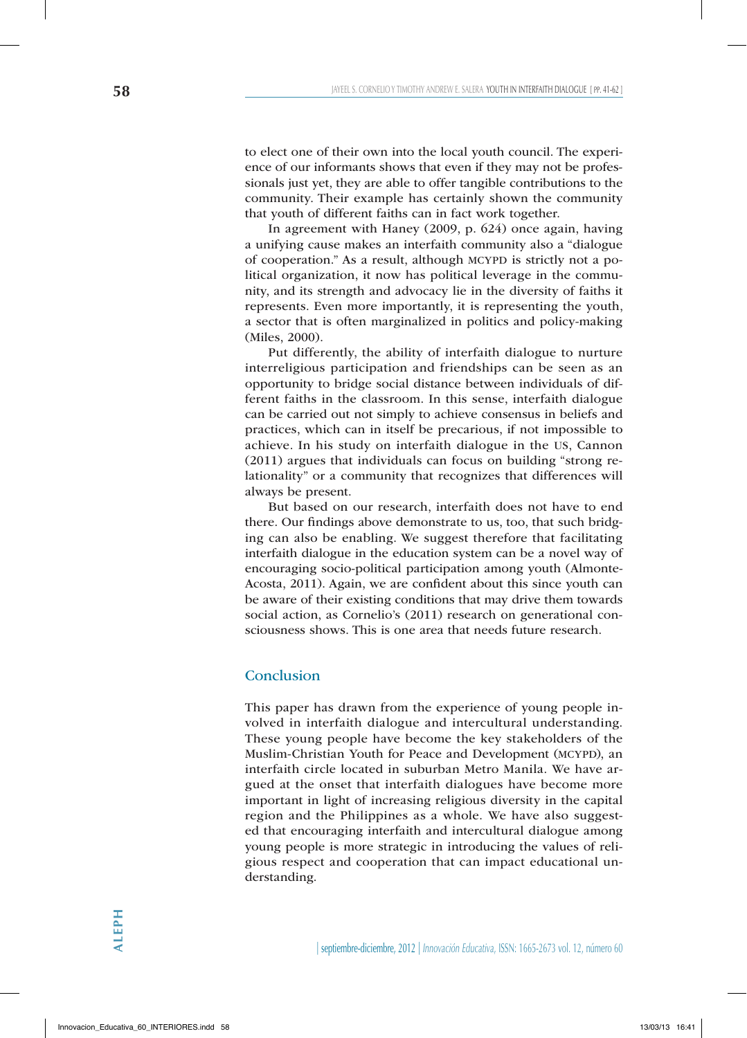to elect one of their own into the local youth council. The experience of our informants shows that even if they may not be professionals just yet, they are able to offer tangible contributions to the community. Their example has certainly shown the community that youth of different faiths can in fact work together.

In agreement with Haney (2009, p. 624) once again, having a unifying cause makes an interfaith community also a "dialogue of cooperation." As a result, although MCYPD is strictly not a political organization, it now has political leverage in the community, and its strength and advocacy lie in the diversity of faiths it represents. Even more importantly, it is representing the youth, a sector that is often marginalized in politics and policy-making (Miles, 2000).

Put differently, the ability of interfaith dialogue to nurture interreligious participation and friendships can be seen as an opportunity to bridge social distance between individuals of different faiths in the classroom. In this sense, interfaith dialogue can be carried out not simply to achieve consensus in beliefs and practices, which can in itself be precarious, if not impossible to achieve. In his study on interfaith dialogue in the US, Cannon (2011) argues that individuals can focus on building "strong relationality" or a community that recognizes that differences will always be present.

But based on our research, interfaith does not have to end there. Our findings above demonstrate to us, too, that such bridging can also be enabling. We suggest therefore that facilitating interfaith dialogue in the education system can be a novel way of encouraging socio-political participation among youth (Almonte-Acosta, 2011). Again, we are confident about this since youth can be aware of their existing conditions that may drive them towards social action, as Cornelio's (2011) research on generational consciousness shows. This is one area that needs future research.

## Conclusion

This paper has drawn from the experience of young people involved in interfaith dialogue and intercultural understanding. These young people have become the key stakeholders of the Muslim-Christian Youth for Peace and Development (MCYPD), an interfaith circle located in suburban Metro Manila. We have argued at the onset that interfaith dialogues have become more important in light of increasing religious diversity in the capital region and the Philippines as a whole. We have also suggested that encouraging interfaith and intercultural dialogue among young people is more strategic in introducing the values of religious respect and cooperation that can impact educational understanding.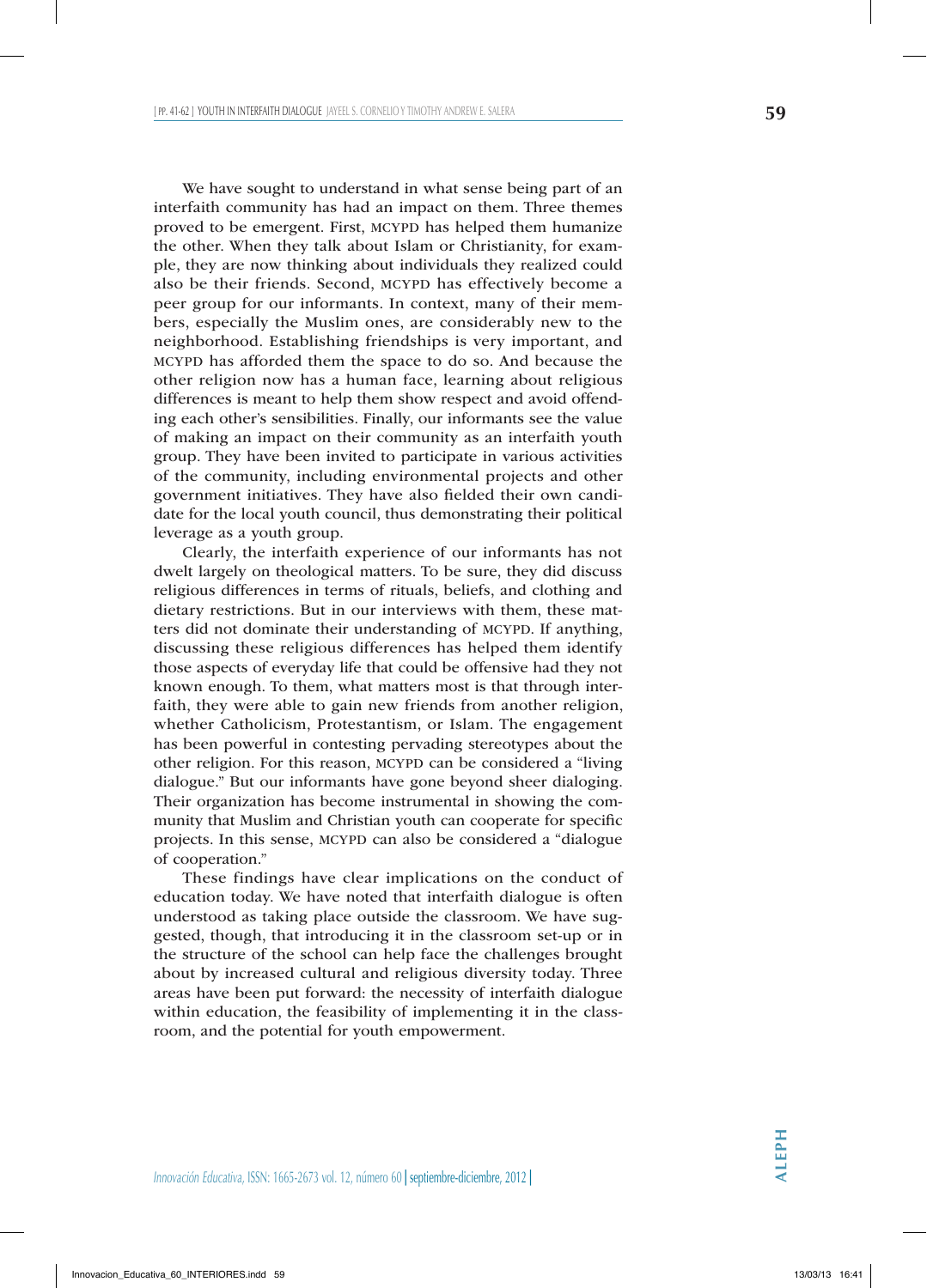We have sought to understand in what sense being part of an interfaith community has had an impact on them. Three themes proved to be emergent. First, MCYPD has helped them humanize the other. When they talk about Islam or Christianity, for example, they are now thinking about individuals they realized could also be their friends. Second, MCYPD has effectively become a peer group for our informants. In context, many of their members, especially the Muslim ones, are considerably new to the neighborhood. Establishing friendships is very important, and MCYPD has afforded them the space to do so. And because the other religion now has a human face, learning about religious differences is meant to help them show respect and avoid offending each other's sensibilities. Finally, our informants see the value of making an impact on their community as an interfaith youth group. They have been invited to participate in various activities of the community, including environmental projects and other government initiatives. They have also fielded their own candidate for the local youth council, thus demonstrating their political leverage as a youth group.

Clearly, the interfaith experience of our informants has not dwelt largely on theological matters. To be sure, they did discuss religious differences in terms of rituals, beliefs, and clothing and dietary restrictions. But in our interviews with them, these matters did not dominate their understanding of MCYPD. If anything, discussing these religious differences has helped them identify those aspects of everyday life that could be offensive had they not known enough. To them, what matters most is that through interfaith, they were able to gain new friends from another religion, whether Catholicism, Protestantism, or Islam. The engagement has been powerful in contesting pervading stereotypes about the other religion. For this reason, MCYPD can be considered a "living dialogue." But our informants have gone beyond sheer dialoging. Their organization has become instrumental in showing the community that Muslim and Christian youth can cooperate for specific projects. In this sense, MCYPD can also be considered a "dialogue of cooperation."

These findings have clear implications on the conduct of education today. We have noted that interfaith dialogue is often understood as taking place outside the classroom. We have suggested, though, that introducing it in the classroom set-up or in the structure of the school can help face the challenges brought about by increased cultural and religious diversity today. Three areas have been put forward: the necessity of interfaith dialogue within education, the feasibility of implementing it in the classroom, and the potential for youth empowerment.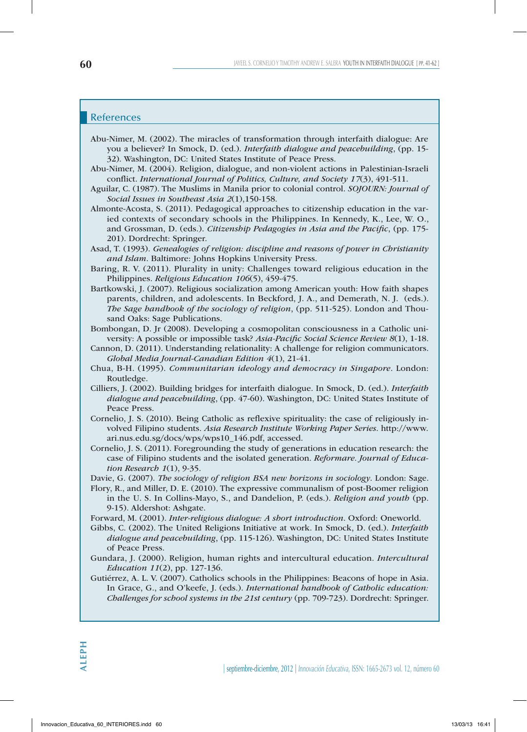## References

Abu-Nimer, M. (2002). The miracles of transformation through interfaith dialogue: Are you a believer? In Smock, D. (ed.). *Interfaith dialogue and peacebuilding*, (pp. 15-32). Washington, DC: United States Institute of Peace Press.

Abu-Nimer, M. (2004). Religion, dialogue, and non-violent actions in Palestinian-Israeli conflict. *International Journal of Politics, Culture, and Society 17*(3), 491-511.

Aguilar, C. (1987). The Muslims in Manila prior to colonial control. *SOJOURN: Journal of Social Issues in Southeast Asia 2*(1),150-158.

Almonte-Acosta, S. (2011). Pedagogical approaches to citizenship education in the varied contexts of secondary schools in the Philippines. In Kennedy, K., Lee, W. O., and Grossman, D. (eds.). *Citizenship Pedagogies in Asia and the Pacific*, (pp. 175-201). Dordrecht: Springer.

Asad, T. (1993). *Genealogies of religion: discipline and reasons of power in Christianity and Islam*. Baltimore: Johns Hopkins University Press.

Baring, R. V. (2011). Plurality in unity: Challenges toward religious education in the Philippines. *Religious Education 106*(5), 459-475.

Bartkowski, J. (2007). Religious socialization among American youth: How faith shapes parents, children, and adolescents. In Beckford, J. A., and Demerath, N. J. (eds.). *The Sage handbook of the sociology of religion*, (pp. 511-525). London and Thousand Oaks: Sage Publications.

Bombongan, D. Jr (2008). Developing a cosmopolitan consciousness in a Catholic university: A possible or impossible task? *Asia-Pacific Social Science Review 8*(1), 1-18.

Cannon, D. (2011). Understanding relationality: A challenge for religion communicators. *Global Media Journal-Canadian Edition 4*(1), 21-41.

Chua, B-H. (1995). *Communitarian ideology and democracy in Singapore*. London: Routledge.

Cilliers, J. (2002). Building bridges for interfaith dialogue. In Smock, D. (ed.). *Interfaith dialogue and peacebuilding*, (pp. 47-60). Washington, DC: United States Institute of Peace Press.

Cornelio, J. S. (2010). Being Catholic as reflexive spirituality: the case of religiously involved Filipino students. *Asia Research Institute Working Paper Series*. http://www.ari.nus.edu.sg/docs/wps/wps10_146.pdf, accessed.

Cornelio, J. S. (2011). Foregrounding the study of generations in education research: the case of Filipino students and the isolated generation. *Reformare. Journal of Education Research 1*(1), 9-35.

Davie, G. (2007). *The sociology of religion BSA new horizons in sociology*. London: Sage.

Flory, R., and Miller, D. E. (2010). The expressive communalism of post-Boomer religion in the U. S. In Collins-Mayo, S., and Dandelion, P. (eds.). *Religion and youth* (pp. 9-15). Aldershot: Ashgate.

Forward, M. (2001). *Inter-religious dialogue: A short introduction*. Oxford: Oneworld.

Gibbs, C. (2002). The United Religions Initiative at work. In Smock, D. (ed.). *Interfaith dialogue and peacebuilding*, (pp. 115-126). Washington, DC: United States Institute of Peace Press.

Gundara, J. (2000). Religion, human rights and intercultural education. *Intercultural Education 11*(2), pp. 127-136.

Gutiérrez, A. L. V. (2007). Catholics schools in the Philippines: Beacons of hope in Asia. In Grace, G., and O'keefe, J. (eds.). *International handbook of Catholic education: Challenges for school systems in the 21st century* (pp. 709-723). Dordrecht: Springer.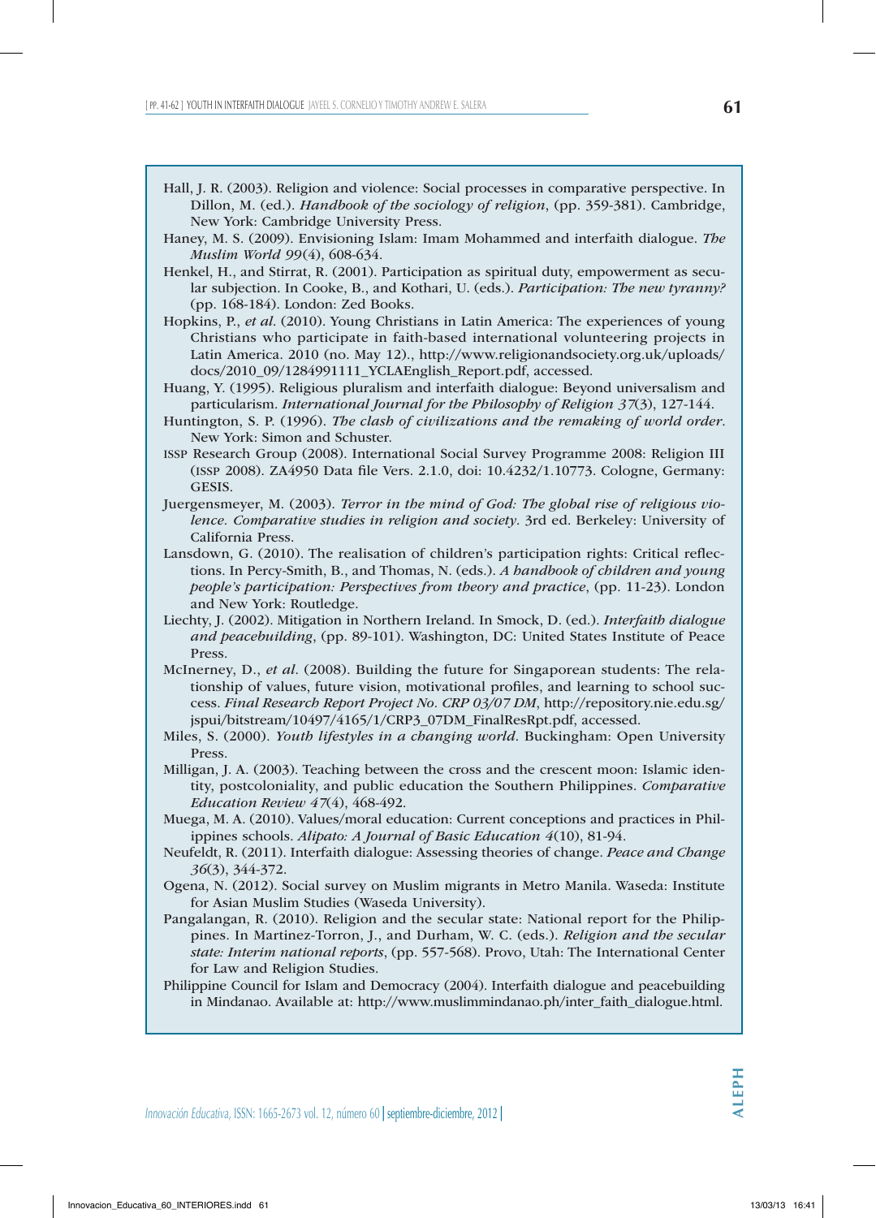Hall, J. R. (2003). Religion and violence: Social processes in comparative perspective. In Dillon, M. (ed.). *Handbook of the sociology of religion*, (pp. 359-381). Cambridge, New York: Cambridge University Press.

Haney, M. S. (2009). Envisioning Islam: Imam Mohammed and interfaith dialogue. *The Muslim World 99*(4), 608-634.

Henkel, H., and Stirrat, R. (2001). Participation as spiritual duty, empowerment as secular subjection. In Cooke, B., and Kothari, U. (eds.). *Participation: The new tyranny?* (pp. 168-184). London: Zed Books.

Hopkins, P., *et al.* (2010). Young Christians in Latin America: The experiences of young Christians who participate in faith-based international volunteering projects in Latin America. 2010 (no. May 12)., http://www.religionandsociety.org.uk/uploads/docs/2010_09/1284991111_YCLAEnglish_Report.pdf, accessed.

Huang, Y. (1995). Religious pluralism and interfaith dialogue: Beyond universalism and particularism. *International Journal for the Philosophy of Religion 37*(3), 127-144.

Huntington, S. P. (1996). *The clash of civilizations and the remaking of world order*. New York: Simon and Schuster.

ISSP Research Group (2008). International Social Survey Programme 2008: Religion III (ISSP 2008). ZA4950 Data file Vers. 2.1.0, doi: 10.4232/1.10773. Cologne, Germany: GESIS.

Juergensmeyer, M. (2003). *Terror in the mind of God: The global rise of religious violence. Comparative studies in religion and society*. 3rd ed. Berkeley: University of California Press.

Lansdown, G. (2010). The realisation of children's participation rights: Critical reflections. In Percy-Smith, B., and Thomas, N. (eds.). *A handbook of children and young people's participation: Perspectives from theory and practice*, (pp. 11-23). London and New York: Routledge.

Liechty, J. (2002). Mitigation in Northern Ireland. In Smock, D. (ed.). *Interfaith dialogue and peacebuilding*, (pp. 89-101). Washington, DC: United States Institute of Peace Press.

McInerney, D., *et al.* (2008). Building the future for Singaporean students: The relationship of values, future vision, motivational profiles, and learning to school success. *Final Research Report Project No. CRP 03/07 DM*, http://repository.nie.edu.sg/jspui/bitstream/10497/4165/1/CRP3_07DM_FinalResRpt.pdf, accessed.

Miles, S. (2000). *Youth lifestyles in a changing world*. Buckingham: Open University Press.

Milligan, J. A. (2003). Teaching between the cross and the crescent moon: Islamic identity, postcoloniality, and public education the Southern Philippines. *Comparative Education Review 47*(4), 468-492.

Muega, M. A. (2010). Values/moral education: Current conceptions and practices in Philippines schools. *Alipato: A Journal of Basic Education 4*(10), 81-94.

Neufeldt, R. (2011). Interfaith dialogue: Assessing theories of change. *Peace and Change 36*(3), 344-372.

Ogena, N. (2012). Social survey on Muslim migrants in Metro Manila. Waseda: Institute for Asian Muslim Studies (Waseda University).

Pangalangan, R. (2010). Religion and the secular state: National report for the Philippines. In Martinez-Torron, J., and Durham, W. C. (eds.). *Religion and the secular state: Interim national reports*, (pp. 557-568). Provo, Utah: The International Center for Law and Religion Studies.

Philippine Council for Islam and Democracy (2004). Interfaith dialogue and peacebuilding in Mindanao. Available at: http://www.muslimmindanao.ph/inter_faith_dialogue.html.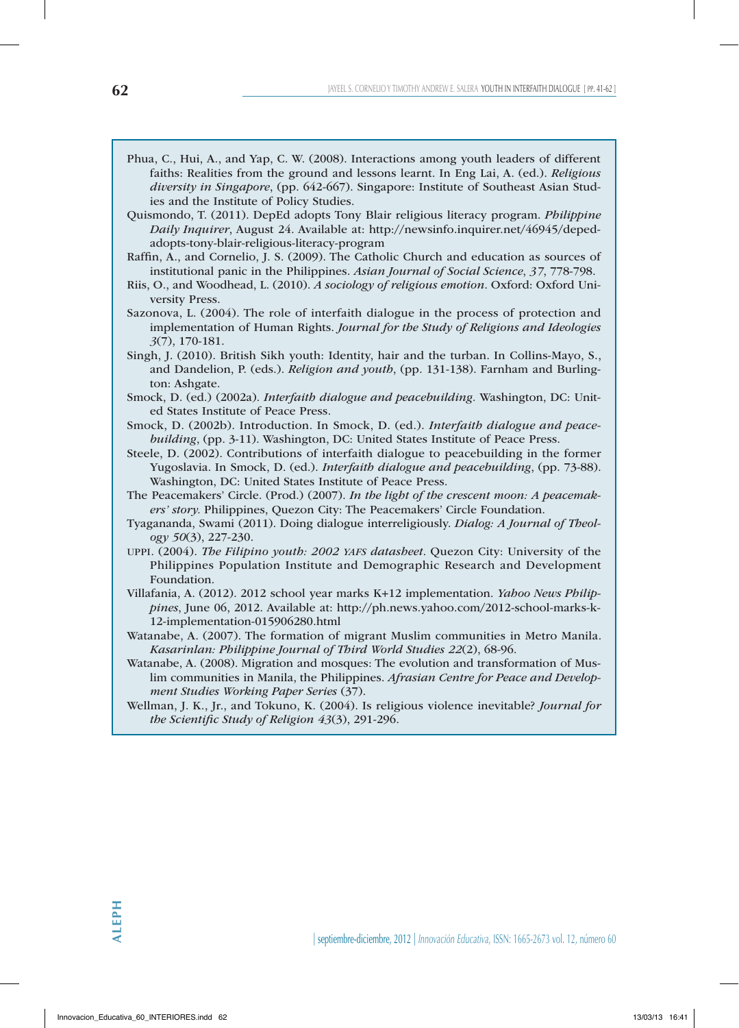Phua, C., Hui, A., and Yap, C. W. (2008). Interactions among youth leaders of different faiths: Realities from the ground and lessons learnt. In Eng Lai, A. (ed.). *Religious diversity in Singapore*, (pp. 642-667). Singapore: Institute of Southeast Asian Studies and the Institute of Policy Studies.

Quismondo, T. (2011). DepEd adopts Tony Blair religious literacy program. *Philippine Daily Inquirer*, August 24. Available at: http://newsinfo.inquirer.net/46945/deped-adopts-tony-blair-religious-literacy-program

Raffin, A., and Cornelio, J. S. (2009). The Catholic Church and education as sources of institutional panic in the Philippines. *Asian Journal of Social Science*, *37*, 778-798.

Riis, O., and Woodhead, L. (2010). *A sociology of religious emotion*. Oxford: Oxford University Press.

Sazonova, L. (2004). The role of interfaith dialogue in the process of protection and implementation of Human Rights. *Journal for the Study of Religions and Ideologies 3*(7), 170-181.

Singh, J. (2010). British Sikh youth: Identity, hair and the turban. In Collins-Mayo, S., and Dandelion, P. (eds.). *Religion and youth*, (pp. 131-138). Farnham and Burlington: Ashgate.

Smock, D. (ed.) (2002a). *Interfaith dialogue and peacebuilding*. Washington, DC: United States Institute of Peace Press.

Smock, D. (2002b). Introduction. In Smock, D. (ed.). *Interfaith dialogue and peacebuilding*, (pp. 3-11). Washington, DC: United States Institute of Peace Press.

Steele, D. (2002). Contributions of interfaith dialogue to peacebuilding in the former Yugoslavia. In Smock, D. (ed.). *Interfaith dialogue and peacebuilding*, (pp. 73-88). Washington, DC: United States Institute of Peace Press.

The Peacemakers' Circle. (Prod.) (2007). *In the light of the crescent moon: A peacemakers' story.* Philippines, Quezon City: The Peacemakers' Circle Foundation.

Tyagananda, Swami (2011). Doing dialogue interreligiously. *Dialog: A Journal of Theology 50*(3), 227-230.

UPPI. (2004). *The Filipino youth: 2002 YAFS datasheet*. Quezon City: University of the Philippines Population Institute and Demographic Research and Development Foundation.

Villafania, A. (2012). 2012 school year marks K+12 implementation. *Yahoo News Philippines*, June 06, 2012. Available at: http://ph.news.yahoo.com/2012-school-marks-k-12-implementation-015906280.html

Watanabe, A. (2007). The formation of migrant Muslim communities in Metro Manila. *Kasarinlan: Philippine Journal of Third World Studies 22*(2), 68-96.

Watanabe, A. (2008). Migration and mosques: The evolution and transformation of Muslim communities in Manila, the Philippines. *Afrasian Centre for Peace and Development Studies Working Paper Series* (37).

Wellman, J. K., Jr., and Tokuno, K. (2004). Is religious violence inevitable? *Journal for the Scientific Study of Religion 43*(3), 291-296.